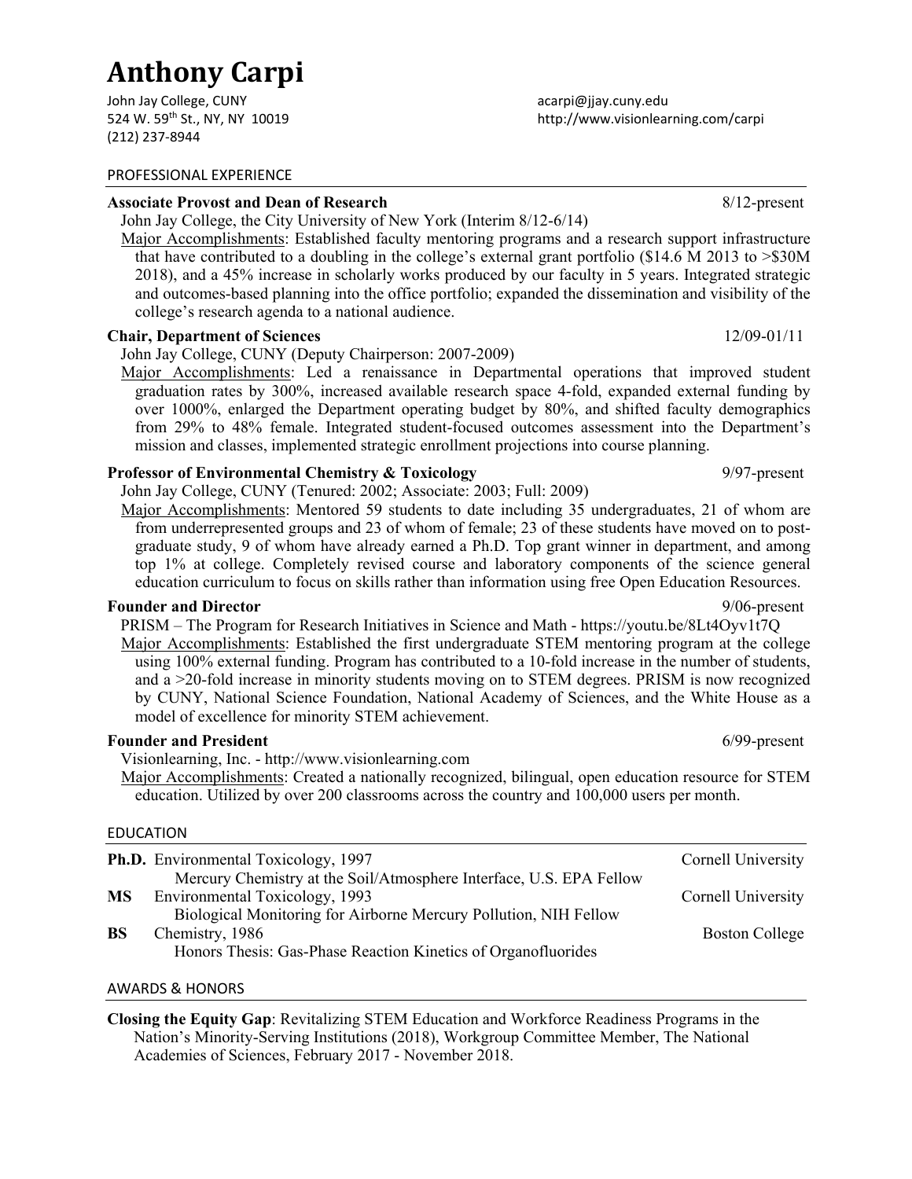# Anthony Carpi

John Jay College, CUNY
524 W. 59th St., NY, NY 10019
(212) 237-8944

acarpi@jjay.cuny.edu
http://www.visionlearning.com/carpi

## PROFESSIONAL EXPERIENCE

**Associate Provost and Dean of Research** 8/12-present

John Jay College, the City University of New York (Interim 8/12-6/14)

Major Accomplishments: Established faculty mentoring programs and a research support infrastructure that have contributed to a doubling in the college's external grant portfolio ($14.6 M 2013 to >$30M 2018), and a 45% increase in scholarly works produced by our faculty in 5 years. Integrated strategic and outcomes-based planning into the office portfolio; expanded the dissemination and visibility of the college's research agenda to a national audience.

**Chair, Department of Sciences** 12/09-01/11

John Jay College, CUNY (Deputy Chairperson: 2007-2009)

Major Accomplishments: Led a renaissance in Departmental operations that improved student graduation rates by 300%, increased available research space 4-fold, expanded external funding by over 1000%, enlarged the Department operating budget by 80%, and shifted faculty demographics from 29% to 48% female. Integrated student-focused outcomes assessment into the Department's mission and classes, implemented strategic enrollment projections into course planning.

**Professor of Environmental Chemistry & Toxicology** 9/97-present

John Jay College, CUNY (Tenured: 2002; Associate: 2003; Full: 2009)

Major Accomplishments: Mentored 59 students to date including 35 undergraduates, 21 of whom are from underrepresented groups and 23 of whom of female; 23 of these students have moved on to post-graduate study, 9 of whom have already earned a Ph.D. Top grant winner in department, and among top 1% at college. Completely revised course and laboratory components of the science general education curriculum to focus on skills rather than information using free Open Education Resources.

**Founder and Director** 9/06-present

PRISM – The Program for Research Initiatives in Science and Math - https://youtu.be/8Lt4Oyv1t7Q

Major Accomplishments: Established the first undergraduate STEM mentoring program at the college using 100% external funding. Program has contributed to a 10-fold increase in the number of students, and a >20-fold increase in minority students moving on to STEM degrees. PRISM is now recognized by CUNY, National Science Foundation, National Academy of Sciences, and the White House as a model of excellence for minority STEM achievement.

**Founder and President** 6/99-present

Visionlearning, Inc. - http://www.visionlearning.com

Major Accomplishments: Created a nationally recognized, bilingual, open education resource for STEM education. Utilized by over 200 classrooms across the country and 100,000 users per month.

## EDUCATION

**Ph.D.** Environmental Toxicology, 1997 — Cornell University
Mercury Chemistry at the Soil/Atmosphere Interface, U.S. EPA Fellow

**MS** Environmental Toxicology, 1993 — Cornell University
Biological Monitoring for Airborne Mercury Pollution, NIH Fellow

**BS** Chemistry, 1986 — Boston College
Honors Thesis: Gas-Phase Reaction Kinetics of Organofluorides

## AWARDS & HONORS

**Closing the Equity Gap**: Revitalizing STEM Education and Workforce Readiness Programs in the Nation's Minority-Serving Institutions (2018), Workgroup Committee Member, The National Academies of Sciences, February 2017 - November 2018.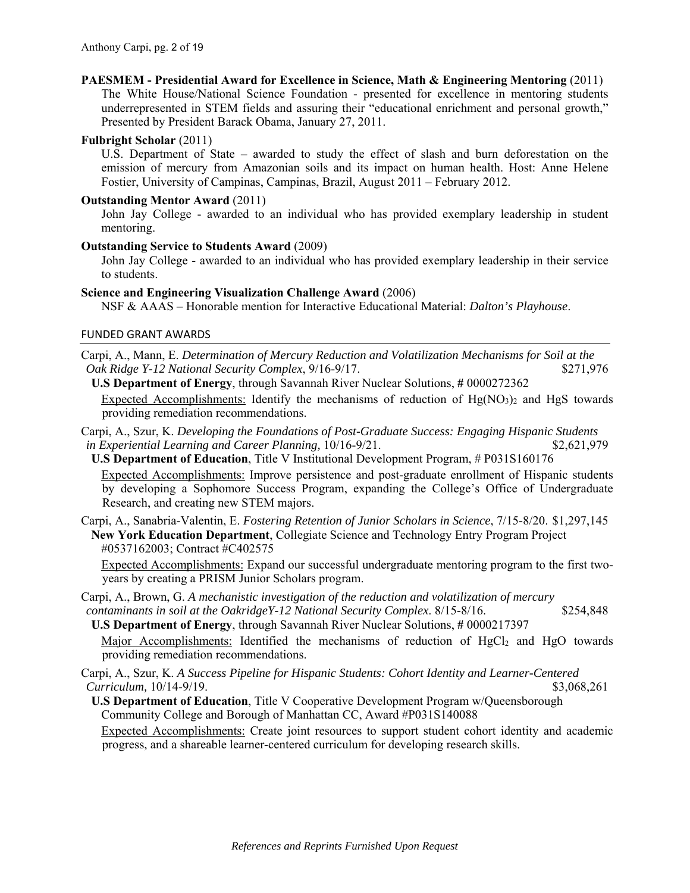**PAESMEM - Presidential Award for Excellence in Science, Math & Engineering Mentoring** (2011)
The White House/National Science Foundation - presented for excellence in mentoring students underrepresented in STEM fields and assuring their "educational enrichment and personal growth," Presented by President Barack Obama, January 27, 2011.

**Fulbright Scholar** (2011)
U.S. Department of State – awarded to study the effect of slash and burn deforestation on the emission of mercury from Amazonian soils and its impact on human health. Host: Anne Helene Fostier, University of Campinas, Campinas, Brazil, August 2011 – February 2012.

**Outstanding Mentor Award** (2011)
John Jay College - awarded to an individual who has provided exemplary leadership in student mentoring.

**Outstanding Service to Students Award** (2009)
John Jay College - awarded to an individual who has provided exemplary leadership in their service to students.

**Science and Engineering Visualization Challenge Award** (2006)
NSF & AAAS – Honorable mention for Interactive Educational Material: *Dalton's Playhouse*.

## FUNDED GRANT AWARDS

Carpi, A., Mann, E. *Determination of Mercury Reduction and Volatilization Mechanisms for Soil at the Oak Ridge Y-12 National Security Complex*, 9/16-9/17. $271,976
**U.S Department of Energy**, through Savannah River Nuclear Solutions, **#** 0000272362
Expected Accomplishments: Identify the mechanisms of reduction of $Hg(NO_3)_2$ and HgS towards providing remediation recommendations.

Carpi, A., Szur, K. *Developing the Foundations of Post-Graduate Success: Engaging Hispanic Students in Experiential Learning and Career Planning,* 10/16-9/21. $2,621,979
**U.S Department of Education**, Title V Institutional Development Program, # P031S160176
Expected Accomplishments: Improve persistence and post-graduate enrollment of Hispanic students by developing a Sophomore Success Program, expanding the College's Office of Undergraduate Research, and creating new STEM majors.

Carpi, A., Sanabria-Valentin, E. *Fostering Retention of Junior Scholars in Science*, 7/15-8/20. $1,297,145
**New York Education Department**, Collegiate Science and Technology Entry Program Project #0537162003; Contract #C402575
Expected Accomplishments: Expand our successful undergraduate mentoring program to the first two-years by creating a PRISM Junior Scholars program.

Carpi, A., Brown, G. *A mechanistic investigation of the reduction and volatilization of mercury contaminants in soil at the OakridgeY-12 National Security Complex*. 8/15-8/16. $254,848
**U.S Department of Energy**, through Savannah River Nuclear Solutions, **#** 0000217397
Major Accomplishments: Identified the mechanisms of reduction of $HgCl_2$ and HgO towards providing remediation recommendations.

Carpi, A., Szur, K. *A Success Pipeline for Hispanic Students: Cohort Identity and Learner-Centered Curriculum,* 10/14-9/19. $3,068,261
**U.S Department of Education**, Title V Cooperative Development Program w/Queensborough Community College and Borough of Manhattan CC, Award #P031S140088
Expected Accomplishments: Create joint resources to support student cohort identity and academic progress, and a shareable learner-centered curriculum for developing research skills.

*References and Reprints Furnished Upon Request*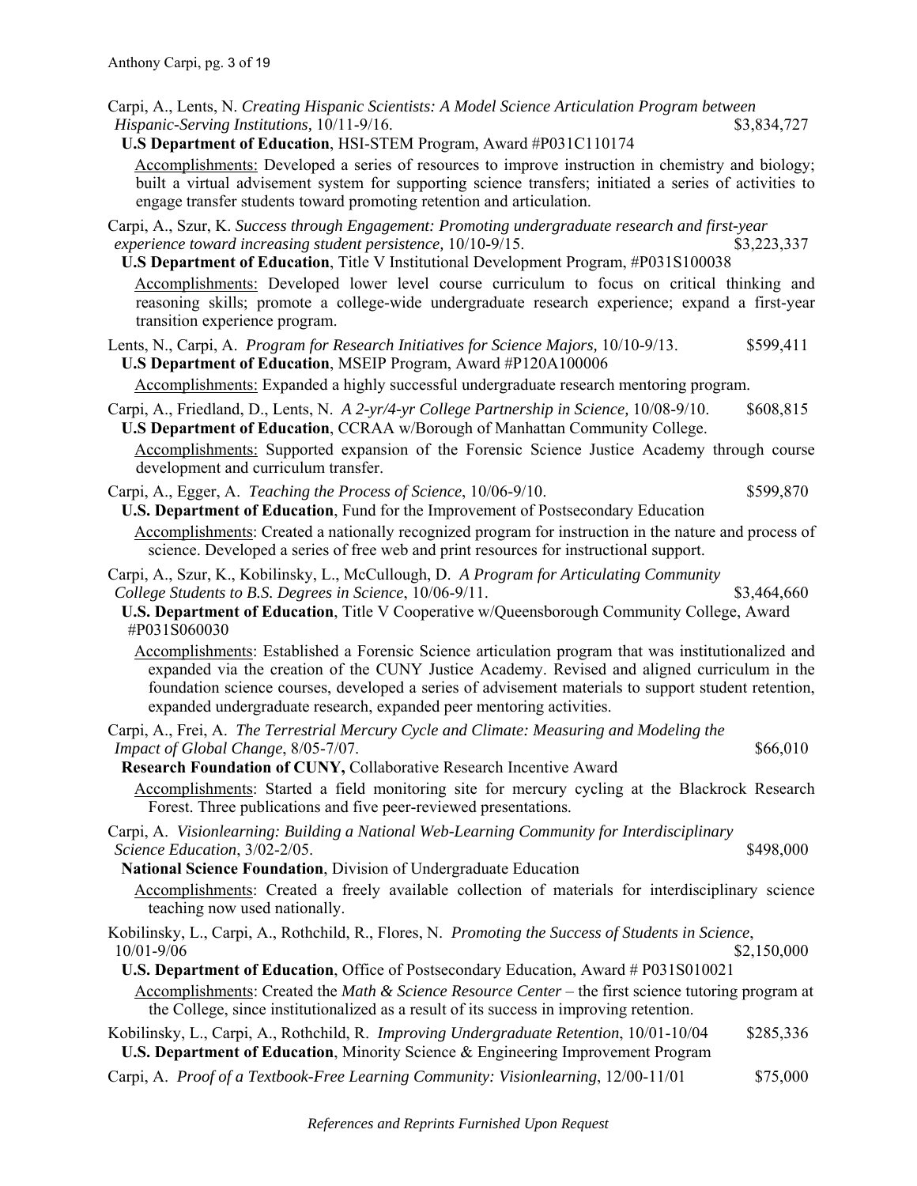Carpi, A., Lents, N. *Creating Hispanic Scientists: A Model Science Articulation Program between Hispanic-Serving Institutions,* 10/11-9/16. $3,834,727

**U.S Department of Education**, HSI-STEM Program, Award #P031C110174

Accomplishments: Developed a series of resources to improve instruction in chemistry and biology; built a virtual advisement system for supporting science transfers; initiated a series of activities to engage transfer students toward promoting retention and articulation.

Carpi, A., Szur, K. *Success through Engagement: Promoting undergraduate research and first-year experience toward increasing student persistence,* 10/10-9/15. $3,223,337

**U.S Department of Education**, Title V Institutional Development Program, #P031S100038

Accomplishments: Developed lower level course curriculum to focus on critical thinking and reasoning skills; promote a college-wide undergraduate research experience; expand a first-year transition experience program.

Lents, N., Carpi, A. *Program for Research Initiatives for Science Majors,* 10/10-9/13. $599,411

**U.S Department of Education**, MSEIP Program, Award #P120A100006

Accomplishments: Expanded a highly successful undergraduate research mentoring program.

Carpi, A., Friedland, D., Lents, N. *A 2-yr/4-yr College Partnership in Science,* 10/08-9/10. $608,815

**U.S Department of Education**, CCRAA w/Borough of Manhattan Community College.

Accomplishments: Supported expansion of the Forensic Science Justice Academy through course development and curriculum transfer.

Carpi, A., Egger, A. *Teaching the Process of Science*, 10/06-9/10. $599,870

**U.S. Department of Education**, Fund for the Improvement of Postsecondary Education

Accomplishments: Created a nationally recognized program for instruction in the nature and process of science. Developed a series of free web and print resources for instructional support.

Carpi, A., Szur, K., Kobilinsky, L., McCullough, D. *A Program for Articulating Community College Students to B.S. Degrees in Science*, 10/06-9/11. $3,464,660

**U.S. Department of Education**, Title V Cooperative w/Queensborough Community College, Award #P031S060030

Accomplishments: Established a Forensic Science articulation program that was institutionalized and expanded via the creation of the CUNY Justice Academy. Revised and aligned curriculum in the foundation science courses, developed a series of advisement materials to support student retention, expanded undergraduate research, expanded peer mentoring activities.

Carpi, A., Frei, A. *The Terrestrial Mercury Cycle and Climate: Measuring and Modeling the Impact of Global Change*, 8/05-7/07. $66,010

**Research Foundation of CUNY,** Collaborative Research Incentive Award

Accomplishments: Started a field monitoring site for mercury cycling at the Blackrock Research Forest. Three publications and five peer-reviewed presentations.

Carpi, A. *Visionlearning: Building a National Web-Learning Community for Interdisciplinary Science Education*, 3/02-2/05. $498,000

**National Science Foundation**, Division of Undergraduate Education

Accomplishments: Created a freely available collection of materials for interdisciplinary science teaching now used nationally.

Kobilinsky, L., Carpi, A., Rothchild, R., Flores, N. *Promoting the Success of Students in Science*, 10/01-9/06 $2,150,000

**U.S. Department of Education**, Office of Postsecondary Education, Award # P031S010021

Accomplishments: Created the *Math & Science Resource Center* – the first science tutoring program at the College, since institutionalized as a result of its success in improving retention.

Kobilinsky, L., Carpi, A., Rothchild, R. *Improving Undergraduate Retention*, 10/01-10/04 $285,336

**U.S. Department of Education**, Minority Science & Engineering Improvement Program

Carpi, A. *Proof of a Textbook-Free Learning Community: Visionlearning*, 12/00-11/01 $75,000

*References and Reprints Furnished Upon Request*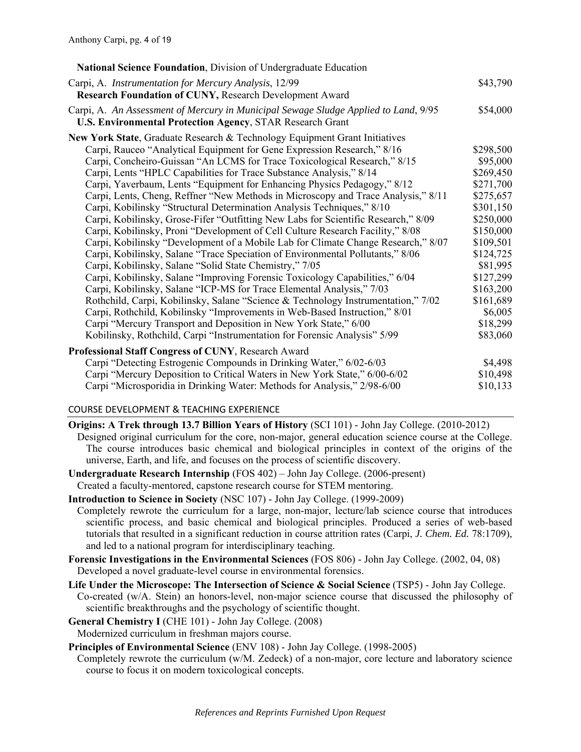**National Science Foundation**, Division of Undergraduate Education

Carpi, A. *Instrumentation for Mercury Analysis*, 12/99 — $43,790
**Research Foundation of CUNY,** Research Development Award

Carpi, A. *An Assessment of Mercury in Municipal Sewage Sludge Applied to Land*, 9/95 — $54,000
**U.S. Environmental Protection Agency**, STAR Research Grant

**New York State**, Graduate Research & Technology Equipment Grant Initiatives

| | |
|---|---|
| Carpi, Rauceo "Analytical Equipment for Gene Expression Research," 8/16 | $298,500 |
| Carpi, Concheiro-Guissan "An LCMS for Trace Toxicological Research," 8/15 | $95,000 |
| Carpi, Lents "HPLC Capabilities for Trace Substance Analysis," 8/14 | $269,450 |
| Carpi, Yaverbaum, Lents "Equipment for Enhancing Physics Pedagogy," 8/12 | $271,700 |
| Carpi, Lents, Cheng, Reffner "New Methods in Microscopy and Trace Analysis," 8/11 | $275,657 |
| Carpi, Kobilinsky "Structural Determination Analysis Techniques," 8/10 | $301,150 |
| Carpi, Kobilinsky, Grose-Fifer "Outfitting New Labs for Scientific Research," 8/09 | $250,000 |
| Carpi, Kobilinsky, Proni "Development of Cell Culture Research Facility," 8/08 | $150,000 |
| Carpi, Kobilinsky "Development of a Mobile Lab for Climate Change Research," 8/07 | $109,501 |
| Carpi, Kobilinsky, Salane "Trace Speciation of Environmental Pollutants," 8/06 | $124,725 |
| Carpi, Kobilinsky, Salane "Solid State Chemistry," 7/05 | $81,995 |
| Carpi, Kobilinsky, Salane "Improving Forensic Toxicology Capabilities," 6/04 | $127,299 |
| Carpi, Kobilinsky, Salane "ICP-MS for Trace Elemental Analysis," 7/03 | $163,200 |
| Rothchild, Carpi, Kobilinsky, Salane "Science & Technology Instrumentation," 7/02 | $161,689 |
| Carpi, Rothchild, Kobilinsky "Improvements in Web-Based Instruction," 8/01 | $6,005 |
| Carpi "Mercury Transport and Deposition in New York State," 6/00 | $18,299 |
| Kobilinsky, Rothchild, Carpi "Instrumentation for Forensic Analysis" 5/99 | $83,060 |

**Professional Staff Congress of CUNY**, Research Award

| | |
|---|---|
| Carpi "Detecting Estrogenic Compounds in Drinking Water," 6/02-6/03 | $4,498 |
| Carpi "Mercury Deposition to Critical Waters in New York State," 6/00-6/02 | $10,498 |
| Carpi "Microsporidia in Drinking Water: Methods for Analysis," 2/98-6/00 | $10,133 |

## COURSE DEVELOPMENT & TEACHING EXPERIENCE

**Origins: A Trek through 13.7 Billion Years of History** (SCI 101) - John Jay College. (2010-2012)
Designed original curriculum for the core, non-major, general education science course at the College. The course introduces basic chemical and biological principles in context of the origins of the universe, Earth, and life, and focuses on the process of scientific discovery.

**Undergraduate Research Internship** (FOS 402) – John Jay College. (2006-present)
Created a faculty-mentored, capstone research course for STEM mentoring.

**Introduction to Science in Society** (NSC 107) - John Jay College. (1999-2009)
Completely rewrote the curriculum for a large, non-major, lecture/lab science course that introduces scientific process, and basic chemical and biological principles. Produced a series of web-based tutorials that resulted in a significant reduction in course attrition rates (Carpi, *J. Chem. Ed.* 78:1709), and led to a national program for interdisciplinary teaching.

**Forensic Investigations in the Environmental Sciences** (FOS 806) - John Jay College. (2002, 04, 08)
Developed a novel graduate-level course in environmental forensics.

**Life Under the Microscope: The Intersection of Science & Social Science** (TSP5) - John Jay College.
Co-created (w/A. Stein) an honors-level, non-major science course that discussed the philosophy of scientific breakthroughs and the psychology of scientific thought.

**General Chemistry I** (CHE 101) - John Jay College. (2008)
Modernized curriculum in freshman majors course.

**Principles of Environmental Science** (ENV 108) - John Jay College. (1998-2005)
Completely rewrote the curriculum (w/M. Zedeck) of a non-major, core lecture and laboratory science course to focus it on modern toxicological concepts.

*References and Reprints Furnished Upon Request*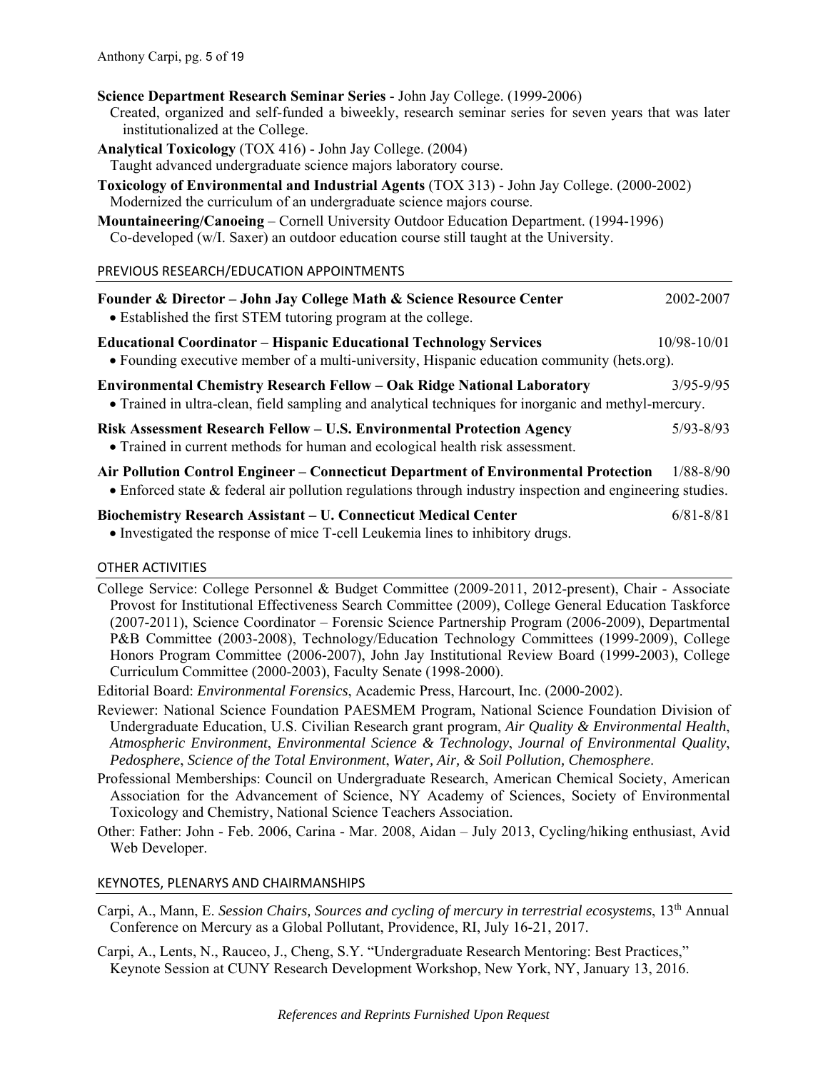**Science Department Research Seminar Series** - John Jay College. (1999-2006)
Created, organized and self-funded a biweekly, research seminar series for seven years that was later institutionalized at the College.

**Analytical Toxicology** (TOX 416) - John Jay College. (2004)
Taught advanced undergraduate science majors laboratory course.

**Toxicology of Environmental and Industrial Agents** (TOX 313) - John Jay College. (2000-2002)
Modernized the curriculum of an undergraduate science majors course.

**Mountaineering/Canoeing** – Cornell University Outdoor Education Department. (1994-1996)
Co-developed (w/I. Saxer) an outdoor education course still taught at the University.

## PREVIOUS RESEARCH/EDUCATION APPOINTMENTS

**Founder & Director – John Jay College Math & Science Resource Center** 2002-2007
- Established the first STEM tutoring program at the college.

**Educational Coordinator – Hispanic Educational Technology Services** 10/98-10/01
- Founding executive member of a multi-university, Hispanic education community (hets.org).

**Environmental Chemistry Research Fellow – Oak Ridge National Laboratory** 3/95-9/95
- Trained in ultra-clean, field sampling and analytical techniques for inorganic and methyl-mercury.

**Risk Assessment Research Fellow – U.S. Environmental Protection Agency** 5/93-8/93
- Trained in current methods for human and ecological health risk assessment.

**Air Pollution Control Engineer – Connecticut Department of Environmental Protection** 1/88-8/90
- Enforced state & federal air pollution regulations through industry inspection and engineering studies.

**Biochemistry Research Assistant – U. Connecticut Medical Center** 6/81-8/81
- Investigated the response of mice T-cell Leukemia lines to inhibitory drugs.

## OTHER ACTIVITIES

College Service: College Personnel & Budget Committee (2009-2011, 2012-present), Chair - Associate Provost for Institutional Effectiveness Search Committee (2009), College General Education Taskforce (2007-2011), Science Coordinator – Forensic Science Partnership Program (2006-2009), Departmental P&B Committee (2003-2008), Technology/Education Technology Committees (1999-2009), College Honors Program Committee (2006-2007), John Jay Institutional Review Board (1999-2003), College Curriculum Committee (2000-2003), Faculty Senate (1998-2000).

Editorial Board: *Environmental Forensics*, Academic Press, Harcourt, Inc. (2000-2002).

Reviewer: National Science Foundation PAESMEM Program, National Science Foundation Division of Undergraduate Education, U.S. Civilian Research grant program, *Air Quality & Environmental Health*, *Atmospheric Environment*, *Environmental Science & Technology*, *Journal of Environmental Quality*, *Pedosphere*, *Science of the Total Environment*, *Water, Air, & Soil Pollution, Chemosphere*.

Professional Memberships: Council on Undergraduate Research, American Chemical Society, American Association for the Advancement of Science, NY Academy of Sciences, Society of Environmental Toxicology and Chemistry, National Science Teachers Association.

Other: Father: John - Feb. 2006, Carina - Mar. 2008, Aidan – July 2013, Cycling/hiking enthusiast, Avid Web Developer.

## KEYNOTES, PLENARYS AND CHAIRMANSHIPS

Carpi, A., Mann, E. *Session Chairs, Sources and cycling of mercury in terrestrial ecosystems*, 13th Annual Conference on Mercury as a Global Pollutant, Providence, RI, July 16-21, 2017.

Carpi, A., Lents, N., Rauceo, J., Cheng, S.Y. "Undergraduate Research Mentoring: Best Practices," Keynote Session at CUNY Research Development Workshop, New York, NY, January 13, 2016.

*References and Reprints Furnished Upon Request*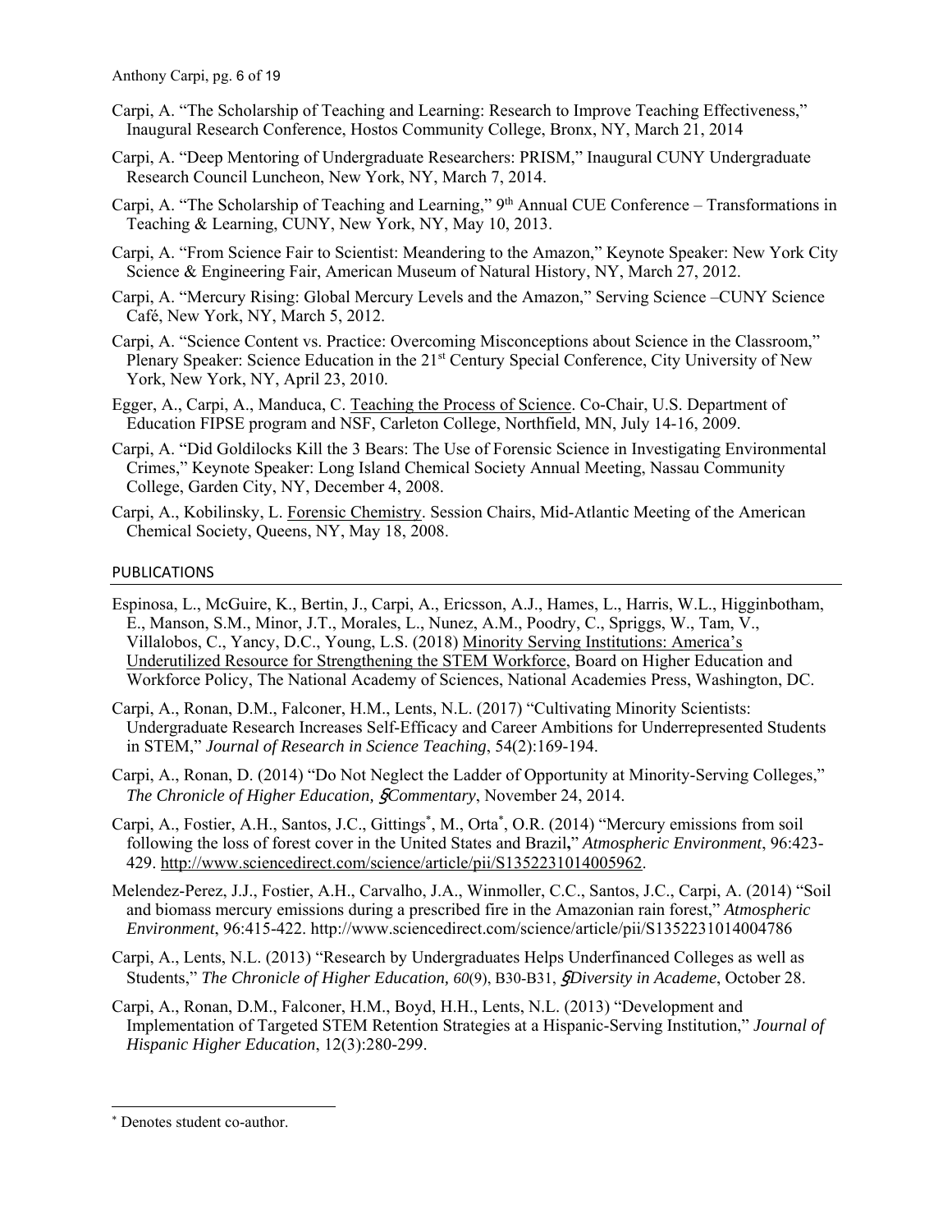Carpi, A. “The Scholarship of Teaching and Learning: Research to Improve Teaching Effectiveness,” Inaugural Research Conference, Hostos Community College, Bronx, NY, March 21, 2014

Carpi, A. “Deep Mentoring of Undergraduate Researchers: PRISM,” Inaugural CUNY Undergraduate Research Council Luncheon, New York, NY, March 7, 2014.

Carpi, A. “The Scholarship of Teaching and Learning,” 9th Annual CUE Conference – Transformations in Teaching & Learning, CUNY, New York, NY, May 10, 2013.

Carpi, A. “From Science Fair to Scientist: Meandering to the Amazon,” Keynote Speaker: New York City Science & Engineering Fair, American Museum of Natural History, NY, March 27, 2012.

Carpi, A. “Mercury Rising: Global Mercury Levels and the Amazon,” Serving Science –CUNY Science Café, New York, NY, March 5, 2012.

Carpi, A. “Science Content vs. Practice: Overcoming Misconceptions about Science in the Classroom,” Plenary Speaker: Science Education in the 21st Century Special Conference, City University of New York, New York, NY, April 23, 2010.

Egger, A., Carpi, A., Manduca, C. Teaching the Process of Science. Co-Chair, U.S. Department of Education FIPSE program and NSF, Carleton College, Northfield, MN, July 14-16, 2009.

Carpi, A. “Did Goldilocks Kill the 3 Bears: The Use of Forensic Science in Investigating Environmental Crimes,” Keynote Speaker: Long Island Chemical Society Annual Meeting, Nassau Community College, Garden City, NY, December 4, 2008.

Carpi, A., Kobilinsky, L. Forensic Chemistry. Session Chairs, Mid-Atlantic Meeting of the American Chemical Society, Queens, NY, May 18, 2008.

## PUBLICATIONS

Espinosa, L., McGuire, K., Bertin, J., Carpi, A., Ericsson, A.J., Hames, L., Harris, W.L., Higginbotham, E., Manson, S.M., Minor, J.T., Morales, L., Nunez, A.M., Poodry, C., Spriggs, W., Tam, V., Villalobos, C., Yancy, D.C., Young, L.S. (2018) Minority Serving Institutions: America’s Underutilized Resource for Strengthening the STEM Workforce, Board on Higher Education and Workforce Policy, The National Academy of Sciences, National Academies Press, Washington, DC.

Carpi, A., Ronan, D.M., Falconer, H.M., Lents, N.L. (2017) “Cultivating Minority Scientists: Undergraduate Research Increases Self-Efficacy and Career Ambitions for Underrepresented Students in STEM,” *Journal of Research in Science Teaching*, 54(2):169-194.

Carpi, A., Ronan, D. (2014) “Do Not Neglect the Ladder of Opportunity at Minority-Serving Colleges,” *The Chronicle of Higher Education, §Commentary*, November 24, 2014.

Carpi, A., Fostier, A.H., Santos, J.C., Gittings*, M., Orta*, O.R. (2014) “Mercury emissions from soil following the loss of forest cover in the United States and Brazil,” *Atmospheric Environment*, 96:423-429. http://www.sciencedirect.com/science/article/pii/S1352231014005962.

Melendez-Perez, J.J., Fostier, A.H., Carvalho, J.A., Winmoller, C.C., Santos, J.C., Carpi, A. (2014) “Soil and biomass mercury emissions during a prescribed fire in the Amazonian rain forest,” *Atmospheric Environment*, 96:415-422. http://www.sciencedirect.com/science/article/pii/S1352231014004786

Carpi, A., Lents, N.L. (2013) “Research by Undergraduates Helps Underfinanced Colleges as well as Students,” *The Chronicle of Higher Education, 60*(9), B30-B31, *§Diversity in Academe*, October 28.

Carpi, A., Ronan, D.M., Falconer, H.M., Boyd, H.H., Lents, N.L. (2013) “Development and Implementation of Targeted STEM Retention Strategies at a Hispanic-Serving Institution,” *Journal of Hispanic Higher Education*, 12(3):280-299.

* Denotes student co-author.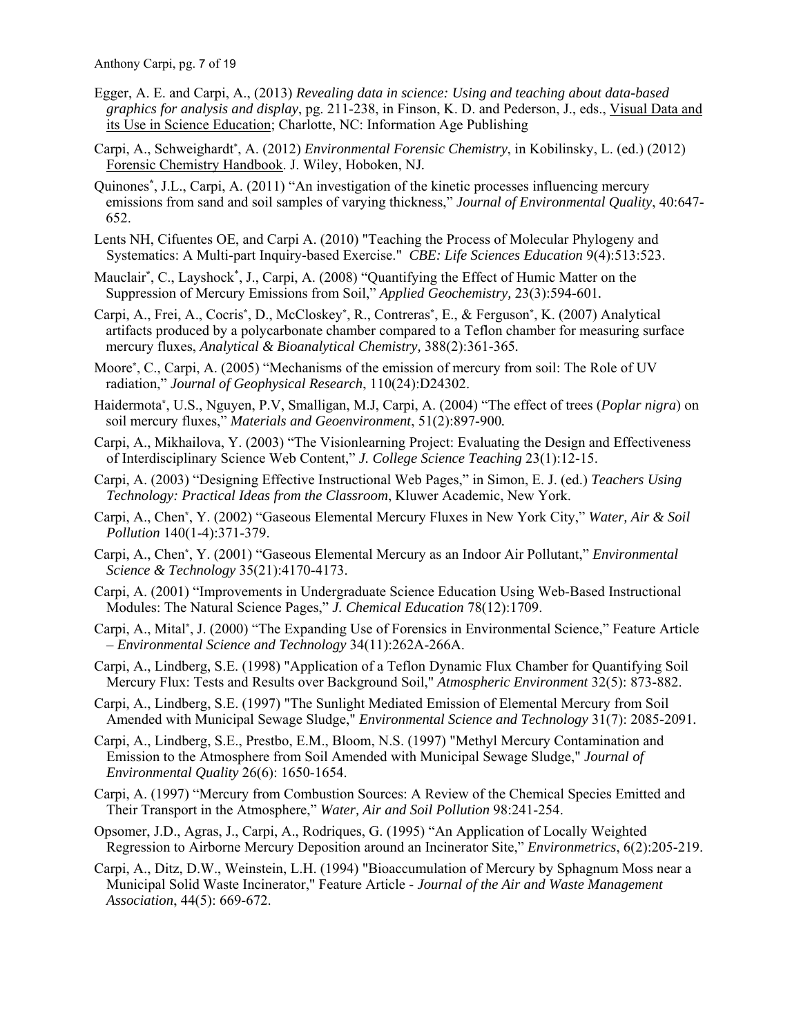Egger, A. E. and Carpi, A., (2013) *Revealing data in science: Using and teaching about data-based graphics for analysis and display*, pg. 211-238, in Finson, K. D. and Pederson, J., eds., Visual Data and its Use in Science Education; Charlotte, NC: Information Age Publishing

Carpi, A., Schweighardt*, A. (2012) *Environmental Forensic Chemistry*, in Kobilinsky, L. (ed.) (2012) Forensic Chemistry Handbook. J. Wiley, Hoboken, NJ.

Quinones*, J.L., Carpi, A. (2011) "An investigation of the kinetic processes influencing mercury emissions from sand and soil samples of varying thickness," *Journal of Environmental Quality*, 40:647-652.

Lents NH, Cifuentes OE, and Carpi A. (2010) "Teaching the Process of Molecular Phylogeny and Systematics: A Multi-part Inquiry-based Exercise." *CBE: Life Sciences Education* 9(4):513:523.

Mauclair*, C., Layshock*, J., Carpi, A. (2008) "Quantifying the Effect of Humic Matter on the Suppression of Mercury Emissions from Soil," *Applied Geochemistry,* 23(3):594-601.

Carpi, A., Frei, A., Cocris*, D., McCloskey*, R., Contreras*, E., & Ferguson*, K. (2007) Analytical artifacts produced by a polycarbonate chamber compared to a Teflon chamber for measuring surface mercury fluxes, *Analytical & Bioanalytical Chemistry,* 388(2):361-365.

Moore*, C., Carpi, A. (2005) "Mechanisms of the emission of mercury from soil: The Role of UV radiation," *Journal of Geophysical Research*, 110(24):D24302.

Haidermota*, U.S., Nguyen, P.V, Smalligan, M.J, Carpi, A. (2004) "The effect of trees (*Poplar nigra*) on soil mercury fluxes," *Materials and Geoenvironment*, 51(2):897-900.

Carpi, A., Mikhailova, Y. (2003) "The Visionlearning Project: Evaluating the Design and Effectiveness of Interdisciplinary Science Web Content," *J. College Science Teaching* 23(1):12-15.

Carpi, A. (2003) "Designing Effective Instructional Web Pages," in Simon, E. J. (ed.) *Teachers Using Technology: Practical Ideas from the Classroom*, Kluwer Academic, New York.

Carpi, A., Chen*, Y. (2002) "Gaseous Elemental Mercury Fluxes in New York City," *Water, Air & Soil Pollution* 140(1-4):371-379.

Carpi, A., Chen*, Y. (2001) "Gaseous Elemental Mercury as an Indoor Air Pollutant," *Environmental Science & Technology* 35(21):4170-4173.

Carpi, A. (2001) "Improvements in Undergraduate Science Education Using Web-Based Instructional Modules: The Natural Science Pages," *J. Chemical Education* 78(12):1709.

Carpi, A., Mital*, J. (2000) "The Expanding Use of Forensics in Environmental Science," Feature Article – *Environmental Science and Technology* 34(11):262A-266A.

Carpi, A., Lindberg, S.E. (1998) "Application of a Teflon Dynamic Flux Chamber for Quantifying Soil Mercury Flux: Tests and Results over Background Soil," *Atmospheric Environment* 32(5): 873-882.

Carpi, A., Lindberg, S.E. (1997) "The Sunlight Mediated Emission of Elemental Mercury from Soil Amended with Municipal Sewage Sludge," *Environmental Science and Technology* 31(7): 2085-2091.

Carpi, A., Lindberg, S.E., Prestbo, E.M., Bloom, N.S. (1997) "Methyl Mercury Contamination and Emission to the Atmosphere from Soil Amended with Municipal Sewage Sludge," *Journal of Environmental Quality* 26(6): 1650-1654.

Carpi, A. (1997) "Mercury from Combustion Sources: A Review of the Chemical Species Emitted and Their Transport in the Atmosphere," *Water, Air and Soil Pollution* 98:241-254.

Opsomer, J.D., Agras, J., Carpi, A., Rodriques, G. (1995) "An Application of Locally Weighted Regression to Airborne Mercury Deposition around an Incinerator Site," *Environmetrics*, 6(2):205-219.

Carpi, A., Ditz, D.W., Weinstein, L.H. (1994) "Bioaccumulation of Mercury by Sphagnum Moss near a Municipal Solid Waste Incinerator," Feature Article - *Journal of the Air and Waste Management Association*, 44(5): 669-672.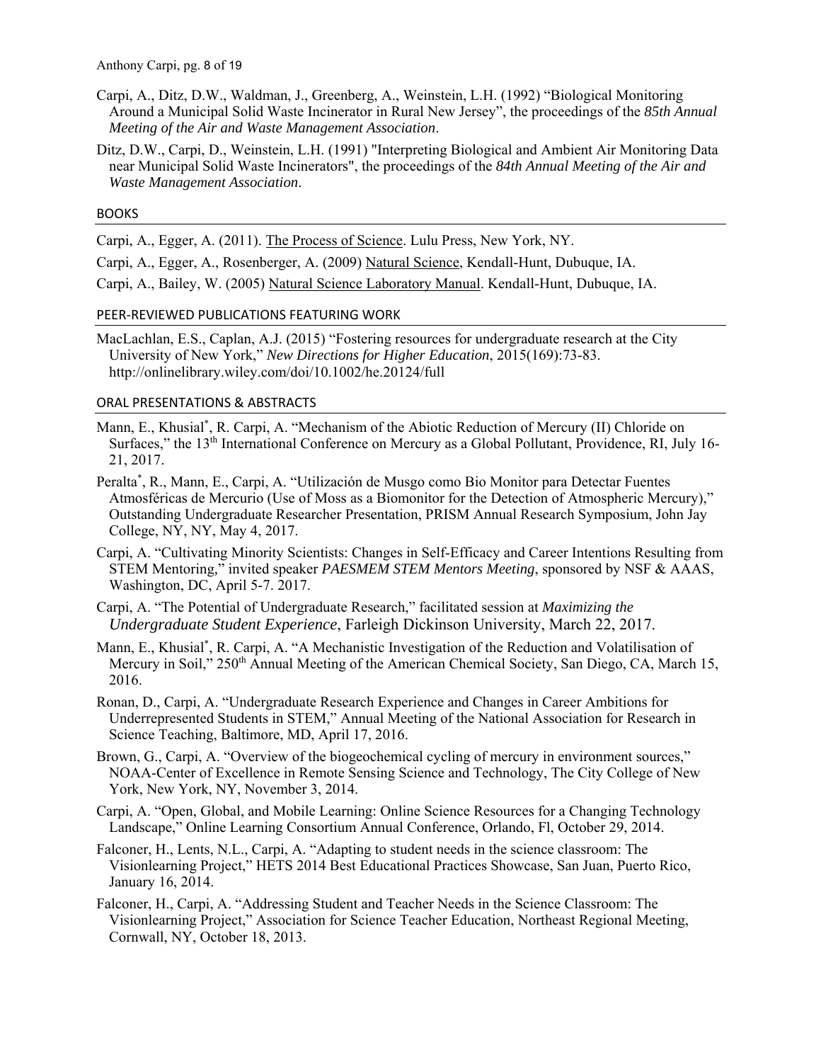Carpi, A., Ditz, D.W., Waldman, J., Greenberg, A., Weinstein, L.H. (1992) "Biological Monitoring Around a Municipal Solid Waste Incinerator in Rural New Jersey", the proceedings of the *85th Annual Meeting of the Air and Waste Management Association*.

Ditz, D.W., Carpi, D., Weinstein, L.H. (1991) "Interpreting Biological and Ambient Air Monitoring Data near Municipal Solid Waste Incinerators", the proceedings of the *84th Annual Meeting of the Air and Waste Management Association*.

## BOOKS

Carpi, A., Egger, A. (2011). The Process of Science. Lulu Press, New York, NY.

Carpi, A., Egger, A., Rosenberger, A. (2009) Natural Science, Kendall-Hunt, Dubuque, IA.

Carpi, A., Bailey, W. (2005) Natural Science Laboratory Manual. Kendall-Hunt, Dubuque, IA.

## PEER-REVIEWED PUBLICATIONS FEATURING WORK

MacLachlan, E.S., Caplan, A.J. (2015) "Fostering resources for undergraduate research at the City University of New York," *New Directions for Higher Education*, 2015(169):73-83. http://onlinelibrary.wiley.com/doi/10.1002/he.20124/full

## ORAL PRESENTATIONS & ABSTRACTS

Mann, E., Khusial*, R. Carpi, A. "Mechanism of the Abiotic Reduction of Mercury (II) Chloride on Surfaces," the 13th International Conference on Mercury as a Global Pollutant, Providence, RI, July 16-21, 2017.

Peralta*, R., Mann, E., Carpi, A. "Utilización de Musgo como Bio Monitor para Detectar Fuentes Atmosféricas de Mercurio (Use of Moss as a Biomonitor for the Detection of Atmospheric Mercury)," Outstanding Undergraduate Researcher Presentation, PRISM Annual Research Symposium, John Jay College, NY, NY, May 4, 2017.

Carpi, A. "Cultivating Minority Scientists: Changes in Self-Efficacy and Career Intentions Resulting from STEM Mentoring," invited speaker *PAESMEM STEM Mentors Meeting*, sponsored by NSF & AAAS, Washington, DC, April 5-7. 2017.

Carpi, A. "The Potential of Undergraduate Research," facilitated session at *Maximizing the Undergraduate Student Experience*, Farleigh Dickinson University, March 22, 2017.

Mann, E., Khusial*, R. Carpi, A. "A Mechanistic Investigation of the Reduction and Volatilisation of Mercury in Soil," 250th Annual Meeting of the American Chemical Society, San Diego, CA, March 15, 2016.

Ronan, D., Carpi, A. "Undergraduate Research Experience and Changes in Career Ambitions for Underrepresented Students in STEM," Annual Meeting of the National Association for Research in Science Teaching, Baltimore, MD, April 17, 2016.

Brown, G., Carpi, A. "Overview of the biogeochemical cycling of mercury in environment sources," NOAA-Center of Excellence in Remote Sensing Science and Technology, The City College of New York, New York, NY, November 3, 2014.

Carpi, A. "Open, Global, and Mobile Learning: Online Science Resources for a Changing Technology Landscape," Online Learning Consortium Annual Conference, Orlando, Fl, October 29, 2014.

Falconer, H., Lents, N.L., Carpi, A. "Adapting to student needs in the science classroom: The Visionlearning Project," HETS 2014 Best Educational Practices Showcase, San Juan, Puerto Rico, January 16, 2014.

Falconer, H., Carpi, A. "Addressing Student and Teacher Needs in the Science Classroom: The Visionlearning Project," Association for Science Teacher Education, Northeast Regional Meeting, Cornwall, NY, October 18, 2013.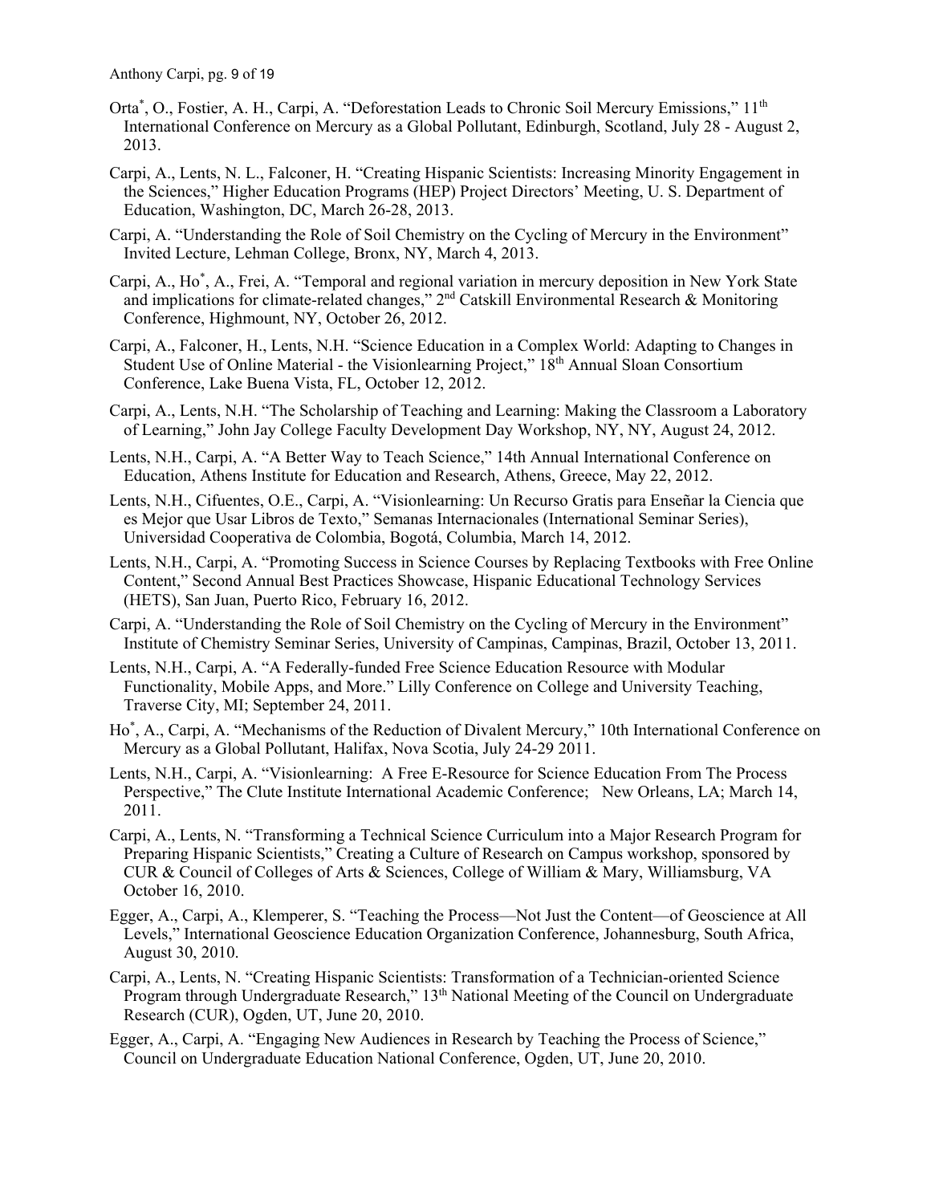Orta*, O., Fostier, A. H., Carpi, A. "Deforestation Leads to Chronic Soil Mercury Emissions," 11th International Conference on Mercury as a Global Pollutant, Edinburgh, Scotland, July 28 - August 2, 2013.

Carpi, A., Lents, N. L., Falconer, H. "Creating Hispanic Scientists: Increasing Minority Engagement in the Sciences," Higher Education Programs (HEP) Project Directors' Meeting, U. S. Department of Education, Washington, DC, March 26-28, 2013.

Carpi, A. "Understanding the Role of Soil Chemistry on the Cycling of Mercury in the Environment" Invited Lecture, Lehman College, Bronx, NY, March 4, 2013.

Carpi, A., Ho*, A., Frei, A. "Temporal and regional variation in mercury deposition in New York State and implications for climate-related changes," 2nd Catskill Environmental Research & Monitoring Conference, Highmount, NY, October 26, 2012.

Carpi, A., Falconer, H., Lents, N.H. "Science Education in a Complex World: Adapting to Changes in Student Use of Online Material - the Visionlearning Project," 18th Annual Sloan Consortium Conference, Lake Buena Vista, FL, October 12, 2012.

Carpi, A., Lents, N.H. "The Scholarship of Teaching and Learning: Making the Classroom a Laboratory of Learning," John Jay College Faculty Development Day Workshop, NY, NY, August 24, 2012.

Lents, N.H., Carpi, A. "A Better Way to Teach Science," 14th Annual International Conference on Education, Athens Institute for Education and Research, Athens, Greece, May 22, 2012.

Lents, N.H., Cifuentes, O.E., Carpi, A. "Visionlearning: Un Recurso Gratis para Enseñar la Ciencia que es Mejor que Usar Libros de Texto," Semanas Internacionales (International Seminar Series), Universidad Cooperativa de Colombia, Bogotá, Columbia, March 14, 2012.

Lents, N.H., Carpi, A. "Promoting Success in Science Courses by Replacing Textbooks with Free Online Content," Second Annual Best Practices Showcase, Hispanic Educational Technology Services (HETS), San Juan, Puerto Rico, February 16, 2012.

Carpi, A. "Understanding the Role of Soil Chemistry on the Cycling of Mercury in the Environment" Institute of Chemistry Seminar Series, University of Campinas, Campinas, Brazil, October 13, 2011.

Lents, N.H., Carpi, A. "A Federally-funded Free Science Education Resource with Modular Functionality, Mobile Apps, and More." Lilly Conference on College and University Teaching, Traverse City, MI; September 24, 2011.

Ho*, A., Carpi, A. "Mechanisms of the Reduction of Divalent Mercury," 10th International Conference on Mercury as a Global Pollutant, Halifax, Nova Scotia, July 24-29 2011.

Lents, N.H., Carpi, A. "Visionlearning: A Free E-Resource for Science Education From The Process Perspective," The Clute Institute International Academic Conference; New Orleans, LA; March 14, 2011.

Carpi, A., Lents, N. "Transforming a Technical Science Curriculum into a Major Research Program for Preparing Hispanic Scientists," Creating a Culture of Research on Campus workshop, sponsored by CUR & Council of Colleges of Arts & Sciences, College of William & Mary, Williamsburg, VA October 16, 2010.

Egger, A., Carpi, A., Klemperer, S. "Teaching the Process—Not Just the Content—of Geoscience at All Levels," International Geoscience Education Organization Conference, Johannesburg, South Africa, August 30, 2010.

Carpi, A., Lents, N. "Creating Hispanic Scientists: Transformation of a Technician-oriented Science Program through Undergraduate Research," 13th National Meeting of the Council on Undergraduate Research (CUR), Ogden, UT, June 20, 2010.

Egger, A., Carpi, A. "Engaging New Audiences in Research by Teaching the Process of Science," Council on Undergraduate Education National Conference, Ogden, UT, June 20, 2010.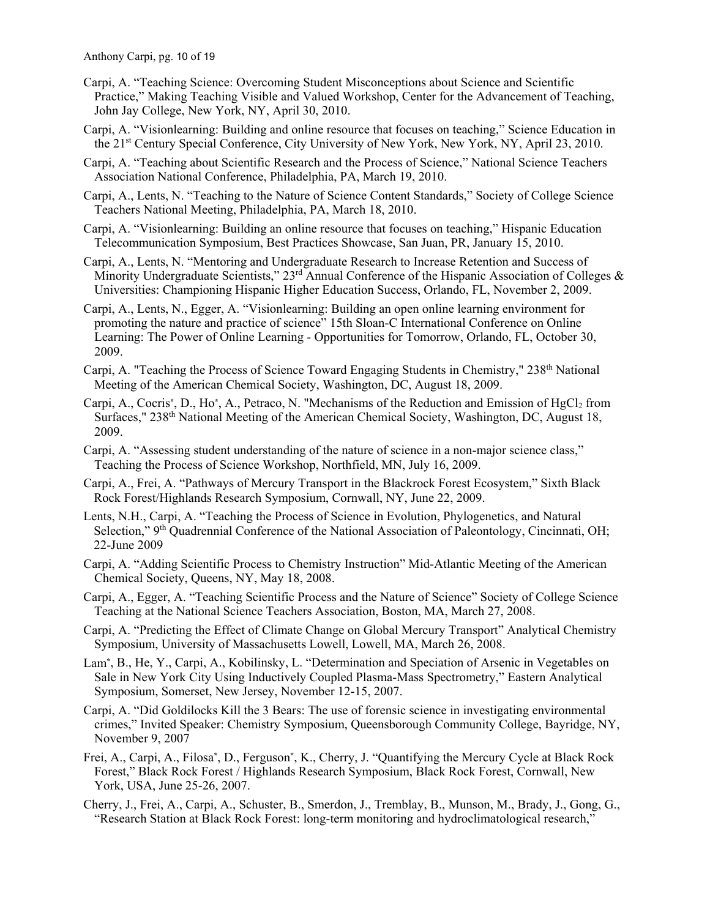Carpi, A. "Teaching Science: Overcoming Student Misconceptions about Science and Scientific Practice," Making Teaching Visible and Valued Workshop, Center for the Advancement of Teaching, John Jay College, New York, NY, April 30, 2010.

Carpi, A. "Visionlearning: Building and online resource that focuses on teaching," Science Education in the 21st Century Special Conference, City University of New York, New York, NY, April 23, 2010.

Carpi, A. "Teaching about Scientific Research and the Process of Science," National Science Teachers Association National Conference, Philadelphia, PA, March 19, 2010.

Carpi, A., Lents, N. "Teaching to the Nature of Science Content Standards," Society of College Science Teachers National Meeting, Philadelphia, PA, March 18, 2010.

Carpi, A. "Visionlearning: Building an online resource that focuses on teaching," Hispanic Education Telecommunication Symposium, Best Practices Showcase, San Juan, PR, January 15, 2010.

Carpi, A., Lents, N. "Mentoring and Undergraduate Research to Increase Retention and Success of Minority Undergraduate Scientists," 23rd Annual Conference of the Hispanic Association of Colleges & Universities: Championing Hispanic Higher Education Success, Orlando, FL, November 2, 2009.

Carpi, A., Lents, N., Egger, A. "Visionlearning: Building an open online learning environment for promoting the nature and practice of science" 15th Sloan-C International Conference on Online Learning: The Power of Online Learning - Opportunities for Tomorrow, Orlando, FL, October 30, 2009.

Carpi, A. "Teaching the Process of Science Toward Engaging Students in Chemistry," 238th National Meeting of the American Chemical Society, Washington, DC, August 18, 2009.

Carpi, A., Cocris*, D., Ho*, A., Petraco, N. "Mechanisms of the Reduction and Emission of $HgCl_2$ from Surfaces," 238th National Meeting of the American Chemical Society, Washington, DC, August 18, 2009.

Carpi, A. "Assessing student understanding of the nature of science in a non-major science class," Teaching the Process of Science Workshop, Northfield, MN, July 16, 2009.

Carpi, A., Frei, A. "Pathways of Mercury Transport in the Blackrock Forest Ecosystem," Sixth Black Rock Forest/Highlands Research Symposium, Cornwall, NY, June 22, 2009.

Lents, N.H., Carpi, A. "Teaching the Process of Science in Evolution, Phylogenetics, and Natural Selection," 9th Quadrennial Conference of the National Association of Paleontology, Cincinnati, OH; 22-June 2009

Carpi, A. "Adding Scientific Process to Chemistry Instruction" Mid-Atlantic Meeting of the American Chemical Society, Queens, NY, May 18, 2008.

Carpi, A., Egger, A. "Teaching Scientific Process and the Nature of Science" Society of College Science Teaching at the National Science Teachers Association, Boston, MA, March 27, 2008.

Carpi, A. "Predicting the Effect of Climate Change on Global Mercury Transport" Analytical Chemistry Symposium, University of Massachusetts Lowell, Lowell, MA, March 26, 2008.

Lam*, B., He, Y., Carpi, A., Kobilinsky, L. "Determination and Speciation of Arsenic in Vegetables on Sale in New York City Using Inductively Coupled Plasma-Mass Spectrometry," Eastern Analytical Symposium, Somerset, New Jersey, November 12-15, 2007.

Carpi, A. "Did Goldilocks Kill the 3 Bears: The use of forensic science in investigating environmental crimes," Invited Speaker: Chemistry Symposium, Queensborough Community College, Bayridge, NY, November 9, 2007

Frei, A., Carpi, A., Filosa*, D., Ferguson*, K., Cherry, J. "Quantifying the Mercury Cycle at Black Rock Forest," Black Rock Forest / Highlands Research Symposium, Black Rock Forest, Cornwall, New York, USA, June 25-26, 2007.

Cherry, J., Frei, A., Carpi, A., Schuster, B., Smerdon, J., Tremblay, B., Munson, M., Brady, J., Gong, G., "Research Station at Black Rock Forest: long-term monitoring and hydroclimatological research,"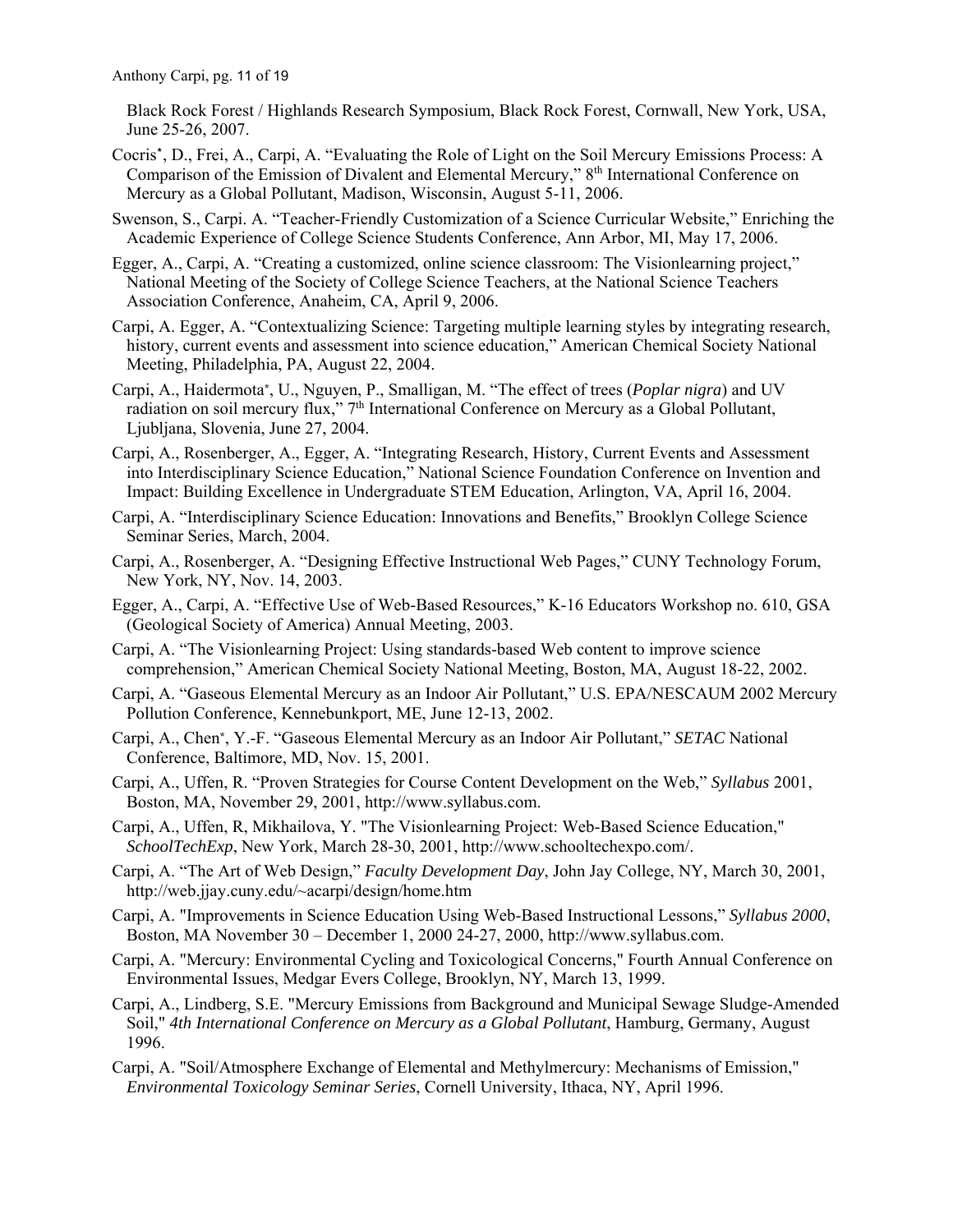Black Rock Forest / Highlands Research Symposium, Black Rock Forest, Cornwall, New York, USA, June 25-26, 2007.

Cocris*, D., Frei, A., Carpi, A. "Evaluating the Role of Light on the Soil Mercury Emissions Process: A Comparison of the Emission of Divalent and Elemental Mercury," 8th International Conference on Mercury as a Global Pollutant, Madison, Wisconsin, August 5-11, 2006.

Swenson, S., Carpi. A. "Teacher-Friendly Customization of a Science Curricular Website," Enriching the Academic Experience of College Science Students Conference, Ann Arbor, MI, May 17, 2006.

Egger, A., Carpi, A. "Creating a customized, online science classroom: The Visionlearning project," National Meeting of the Society of College Science Teachers, at the National Science Teachers Association Conference, Anaheim, CA, April 9, 2006.

Carpi, A. Egger, A. "Contextualizing Science: Targeting multiple learning styles by integrating research, history, current events and assessment into science education," American Chemical Society National Meeting, Philadelphia, PA, August 22, 2004.

Carpi, A., Haidermota*, U., Nguyen, P., Smalligan, M. "The effect of trees (*Poplar nigra*) and UV radiation on soil mercury flux," 7th International Conference on Mercury as a Global Pollutant, Ljubljana, Slovenia, June 27, 2004.

Carpi, A., Rosenberger, A., Egger, A. "Integrating Research, History, Current Events and Assessment into Interdisciplinary Science Education," National Science Foundation Conference on Invention and Impact: Building Excellence in Undergraduate STEM Education, Arlington, VA, April 16, 2004.

Carpi, A. "Interdisciplinary Science Education: Innovations and Benefits," Brooklyn College Science Seminar Series, March, 2004.

Carpi, A., Rosenberger, A. "Designing Effective Instructional Web Pages," CUNY Technology Forum, New York, NY, Nov. 14, 2003.

Egger, A., Carpi, A. "Effective Use of Web-Based Resources," K-16 Educators Workshop no. 610, GSA (Geological Society of America) Annual Meeting, 2003.

Carpi, A. "The Visionlearning Project: Using standards-based Web content to improve science comprehension," American Chemical Society National Meeting, Boston, MA, August 18-22, 2002.

Carpi, A. "Gaseous Elemental Mercury as an Indoor Air Pollutant," U.S. EPA/NESCAUM 2002 Mercury Pollution Conference, Kennebunkport, ME, June 12-13, 2002.

Carpi, A., Chen*, Y.-F. "Gaseous Elemental Mercury as an Indoor Air Pollutant," *SETAC* National Conference, Baltimore, MD, Nov. 15, 2001.

Carpi, A., Uffen, R. "Proven Strategies for Course Content Development on the Web," *Syllabus* 2001, Boston, MA, November 29, 2001, http://www.syllabus.com.

Carpi, A., Uffen, R, Mikhailova, Y. "The Visionlearning Project: Web-Based Science Education," *SchoolTechExp*, New York, March 28-30, 2001, http://www.schooltechexpo.com/.

Carpi, A. "The Art of Web Design," *Faculty Development Day*, John Jay College, NY, March 30, 2001, http://web.jjay.cuny.edu/~acarpi/design/home.htm

Carpi, A. "Improvements in Science Education Using Web-Based Instructional Lessons," *Syllabus 2000*, Boston, MA November 30 – December 1, 2000 24-27, 2000, http://www.syllabus.com.

Carpi, A. "Mercury: Environmental Cycling and Toxicological Concerns," Fourth Annual Conference on Environmental Issues, Medgar Evers College, Brooklyn, NY, March 13, 1999.

Carpi, A., Lindberg, S.E. "Mercury Emissions from Background and Municipal Sewage Sludge-Amended Soil," *4th International Conference on Mercury as a Global Pollutant*, Hamburg, Germany, August 1996.

Carpi, A. "Soil/Atmosphere Exchange of Elemental and Methylmercury: Mechanisms of Emission," *Environmental Toxicology Seminar Series*, Cornell University, Ithaca, NY, April 1996.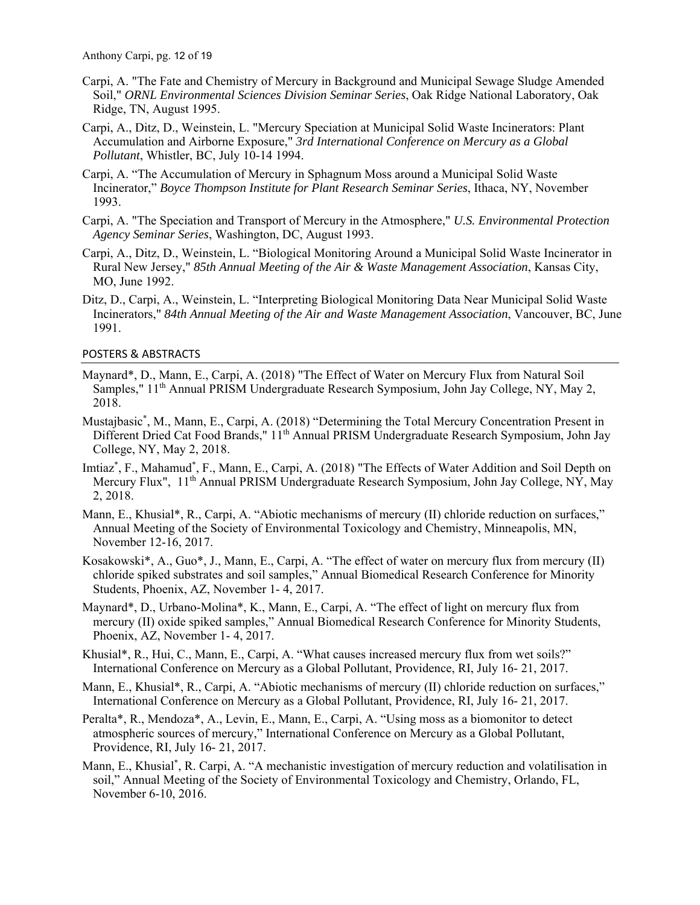Carpi, A. "The Fate and Chemistry of Mercury in Background and Municipal Sewage Sludge Amended Soil," *ORNL Environmental Sciences Division Seminar Series*, Oak Ridge National Laboratory, Oak Ridge, TN, August 1995.

Carpi, A., Ditz, D., Weinstein, L. "Mercury Speciation at Municipal Solid Waste Incinerators: Plant Accumulation and Airborne Exposure," *3rd International Conference on Mercury as a Global Pollutant*, Whistler, BC, July 10-14 1994.

Carpi, A. "The Accumulation of Mercury in Sphagnum Moss around a Municipal Solid Waste Incinerator," *Boyce Thompson Institute for Plant Research Seminar Series*, Ithaca, NY, November 1993.

Carpi, A. "The Speciation and Transport of Mercury in the Atmosphere," *U.S. Environmental Protection Agency Seminar Series*, Washington, DC, August 1993.

Carpi, A., Ditz, D., Weinstein, L. "Biological Monitoring Around a Municipal Solid Waste Incinerator in Rural New Jersey," *85th Annual Meeting of the Air & Waste Management Association*, Kansas City, MO, June 1992.

Ditz, D., Carpi, A., Weinstein, L. "Interpreting Biological Monitoring Data Near Municipal Solid Waste Incinerators," *84th Annual Meeting of the Air and Waste Management Association*, Vancouver, BC, June 1991.

## POSTERS & ABSTRACTS

Maynard*, D., Mann, E., Carpi, A. (2018) "The Effect of Water on Mercury Flux from Natural Soil Samples," 11th Annual PRISM Undergraduate Research Symposium, John Jay College, NY, May 2, 2018.

Mustajbasic*, M., Mann, E., Carpi, A. (2018) "Determining the Total Mercury Concentration Present in Different Dried Cat Food Brands," 11th Annual PRISM Undergraduate Research Symposium, John Jay College, NY, May 2, 2018.

Imtiaz*, F., Mahamud*, F., Mann, E., Carpi, A. (2018) "The Effects of Water Addition and Soil Depth on Mercury Flux", 11th Annual PRISM Undergraduate Research Symposium, John Jay College, NY, May 2, 2018.

Mann, E., Khusial*, R., Carpi, A. "Abiotic mechanisms of mercury (II) chloride reduction on surfaces," Annual Meeting of the Society of Environmental Toxicology and Chemistry, Minneapolis, MN, November 12-16, 2017.

Kosakowski*, A., Guo*, J., Mann, E., Carpi, A. "The effect of water on mercury flux from mercury (II) chloride spiked substrates and soil samples," Annual Biomedical Research Conference for Minority Students, Phoenix, AZ, November 1- 4, 2017.

Maynard*, D., Urbano-Molina*, K., Mann, E., Carpi, A. "The effect of light on mercury flux from mercury (II) oxide spiked samples," Annual Biomedical Research Conference for Minority Students, Phoenix, AZ, November 1- 4, 2017.

Khusial*, R., Hui, C., Mann, E., Carpi, A. "What causes increased mercury flux from wet soils?" International Conference on Mercury as a Global Pollutant, Providence, RI, July 16- 21, 2017.

Mann, E., Khusial*, R., Carpi, A. "Abiotic mechanisms of mercury (II) chloride reduction on surfaces," International Conference on Mercury as a Global Pollutant, Providence, RI, July 16- 21, 2017.

Peralta*, R., Mendoza*, A., Levin, E., Mann, E., Carpi, A. "Using moss as a biomonitor to detect atmospheric sources of mercury," International Conference on Mercury as a Global Pollutant, Providence, RI, July 16- 21, 2017.

Mann, E., Khusial*, R. Carpi, A. "A mechanistic investigation of mercury reduction and volatilisation in soil," Annual Meeting of the Society of Environmental Toxicology and Chemistry, Orlando, FL, November 6-10, 2016.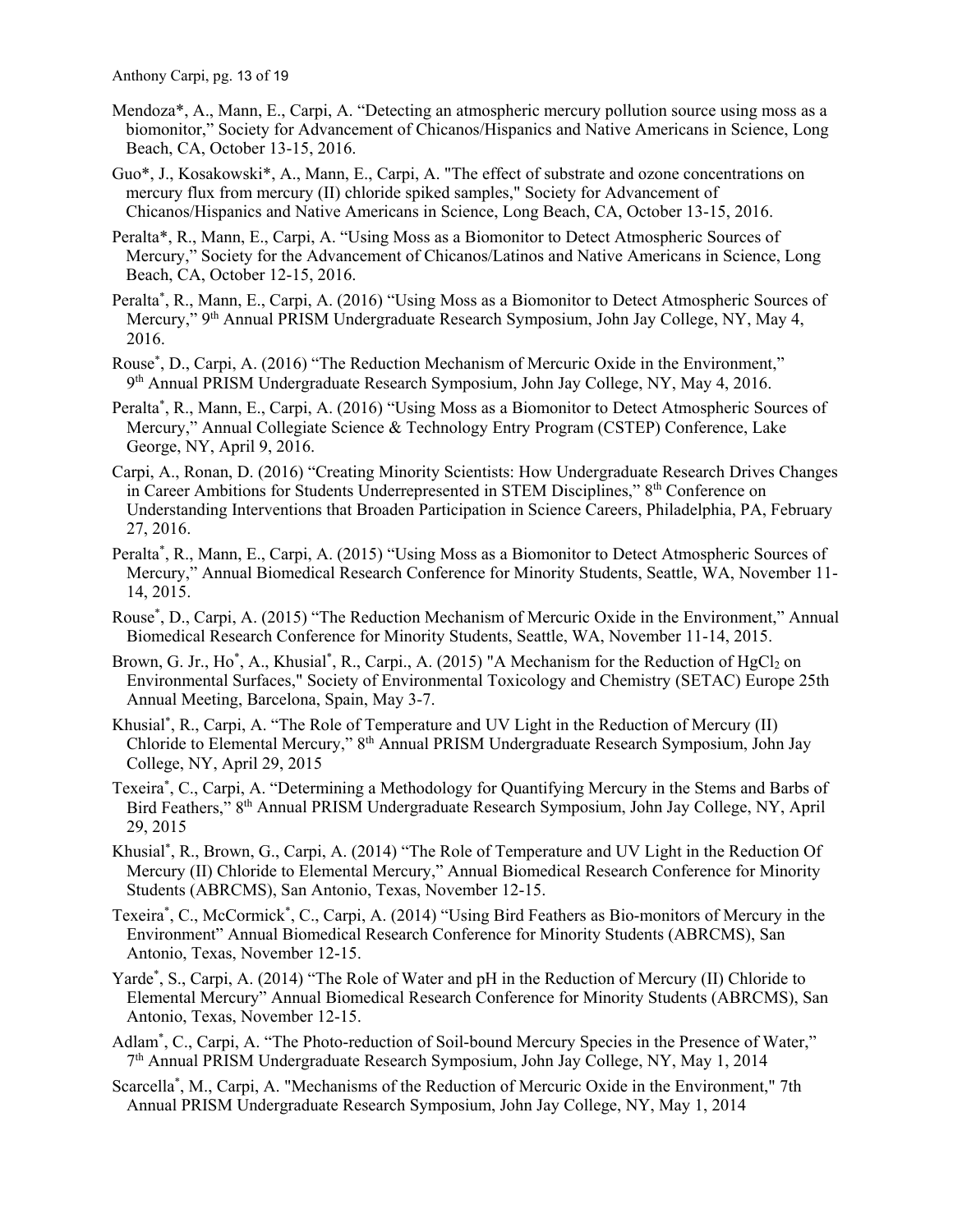Mendoza*, A., Mann, E., Carpi, A. “Detecting an atmospheric mercury pollution source using moss as a biomonitor,” Society for Advancement of Chicanos/Hispanics and Native Americans in Science, Long Beach, CA, October 13-15, 2016.

Guo*, J., Kosakowski*, A., Mann, E., Carpi, A. "The effect of substrate and ozone concentrations on mercury flux from mercury (II) chloride spiked samples," Society for Advancement of Chicanos/Hispanics and Native Americans in Science, Long Beach, CA, October 13-15, 2016.

Peralta*, R., Mann, E., Carpi, A. “Using Moss as a Biomonitor to Detect Atmospheric Sources of Mercury,” Society for the Advancement of Chicanos/Latinos and Native Americans in Science, Long Beach, CA, October 12-15, 2016.

Peralta*, R., Mann, E., Carpi, A. (2016) “Using Moss as a Biomonitor to Detect Atmospheric Sources of Mercury,” 9th Annual PRISM Undergraduate Research Symposium, John Jay College, NY, May 4, 2016.

Rouse*, D., Carpi, A. (2016) “The Reduction Mechanism of Mercuric Oxide in the Environment,” 9th Annual PRISM Undergraduate Research Symposium, John Jay College, NY, May 4, 2016.

Peralta*, R., Mann, E., Carpi, A. (2016) “Using Moss as a Biomonitor to Detect Atmospheric Sources of Mercury,” Annual Collegiate Science & Technology Entry Program (CSTEP) Conference, Lake George, NY, April 9, 2016.

Carpi, A., Ronan, D. (2016) “Creating Minority Scientists: How Undergraduate Research Drives Changes in Career Ambitions for Students Underrepresented in STEM Disciplines,” 8th Conference on Understanding Interventions that Broaden Participation in Science Careers, Philadelphia, PA, February 27, 2016.

Peralta*, R., Mann, E., Carpi, A. (2015) “Using Moss as a Biomonitor to Detect Atmospheric Sources of Mercury,” Annual Biomedical Research Conference for Minority Students, Seattle, WA, November 11-14, 2015.

Rouse*, D., Carpi, A. (2015) “The Reduction Mechanism of Mercuric Oxide in the Environment,” Annual Biomedical Research Conference for Minority Students, Seattle, WA, November 11-14, 2015.

Brown, G. Jr., Ho*, A., Khusial*, R., Carpi., A. (2015) "A Mechanism for the Reduction of $HgCl_2$ on Environmental Surfaces," Society of Environmental Toxicology and Chemistry (SETAC) Europe 25th Annual Meeting, Barcelona, Spain, May 3-7.

Khusial*, R., Carpi, A. “The Role of Temperature and UV Light in the Reduction of Mercury (II) Chloride to Elemental Mercury,” 8th Annual PRISM Undergraduate Research Symposium, John Jay College, NY, April 29, 2015

Texeira*, C., Carpi, A. “Determining a Methodology for Quantifying Mercury in the Stems and Barbs of Bird Feathers,” 8th Annual PRISM Undergraduate Research Symposium, John Jay College, NY, April 29, 2015

Khusial*, R., Brown, G., Carpi, A. (2014) “The Role of Temperature and UV Light in the Reduction Of Mercury (II) Chloride to Elemental Mercury,” Annual Biomedical Research Conference for Minority Students (ABRCMS), San Antonio, Texas, November 12-15.

Texeira*, C., McCormick*, C., Carpi, A. (2014) “Using Bird Feathers as Bio-monitors of Mercury in the Environment” Annual Biomedical Research Conference for Minority Students (ABRCMS), San Antonio, Texas, November 12-15.

Yarde*, S., Carpi, A. (2014) “The Role of Water and pH in the Reduction of Mercury (II) Chloride to Elemental Mercury” Annual Biomedical Research Conference for Minority Students (ABRCMS), San Antonio, Texas, November 12-15.

Adlam*, C., Carpi, A. “The Photo-reduction of Soil-bound Mercury Species in the Presence of Water,” 7th Annual PRISM Undergraduate Research Symposium, John Jay College, NY, May 1, 2014

Scarcella*, M., Carpi, A. "Mechanisms of the Reduction of Mercuric Oxide in the Environment," 7th Annual PRISM Undergraduate Research Symposium, John Jay College, NY, May 1, 2014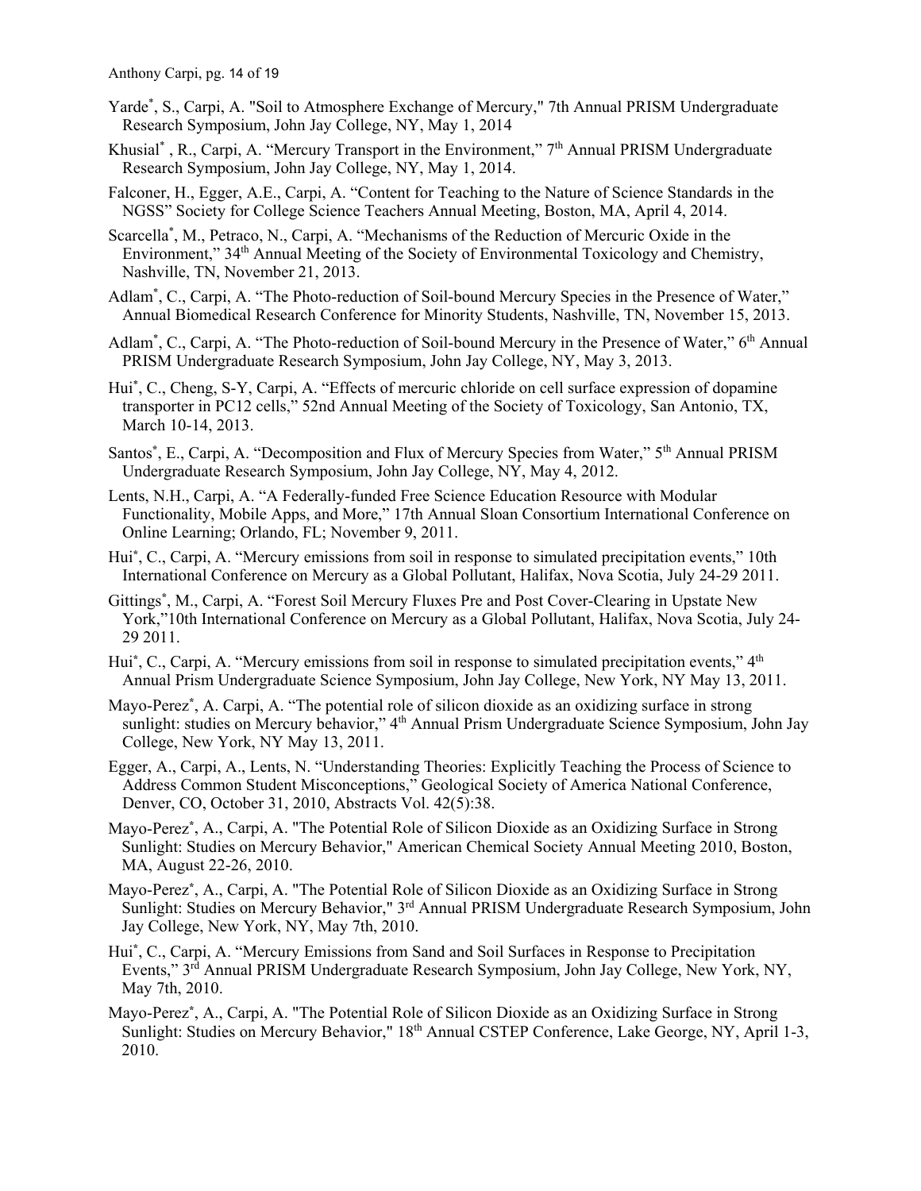Yarde*, S., Carpi, A. "Soil to Atmosphere Exchange of Mercury," 7th Annual PRISM Undergraduate Research Symposium, John Jay College, NY, May 1, 2014

Khusial* , R., Carpi, A. "Mercury Transport in the Environment," 7th Annual PRISM Undergraduate Research Symposium, John Jay College, NY, May 1, 2014.

Falconer, H., Egger, A.E., Carpi, A. "Content for Teaching to the Nature of Science Standards in the NGSS" Society for College Science Teachers Annual Meeting, Boston, MA, April 4, 2014.

Scarcella*, M., Petraco, N., Carpi, A. "Mechanisms of the Reduction of Mercuric Oxide in the Environment," 34th Annual Meeting of the Society of Environmental Toxicology and Chemistry, Nashville, TN, November 21, 2013.

Adlam*, C., Carpi, A. "The Photo-reduction of Soil-bound Mercury Species in the Presence of Water," Annual Biomedical Research Conference for Minority Students, Nashville, TN, November 15, 2013.

Adlam*, C., Carpi, A. "The Photo-reduction of Soil-bound Mercury in the Presence of Water," 6th Annual PRISM Undergraduate Research Symposium, John Jay College, NY, May 3, 2013.

Hui*, C., Cheng, S-Y, Carpi, A. "Effects of mercuric chloride on cell surface expression of dopamine transporter in PC12 cells," 52nd Annual Meeting of the Society of Toxicology, San Antonio, TX, March 10-14, 2013.

Santos*, E., Carpi, A. "Decomposition and Flux of Mercury Species from Water," 5th Annual PRISM Undergraduate Research Symposium, John Jay College, NY, May 4, 2012.

Lents, N.H., Carpi, A. "A Federally-funded Free Science Education Resource with Modular Functionality, Mobile Apps, and More," 17th Annual Sloan Consortium International Conference on Online Learning; Orlando, FL; November 9, 2011.

Hui*, C., Carpi, A. "Mercury emissions from soil in response to simulated precipitation events," 10th International Conference on Mercury as a Global Pollutant, Halifax, Nova Scotia, July 24-29 2011.

Gittings*, M., Carpi, A. "Forest Soil Mercury Fluxes Pre and Post Cover-Clearing in Upstate New York,"10th International Conference on Mercury as a Global Pollutant, Halifax, Nova Scotia, July 24-29 2011.

Hui*, C., Carpi, A. "Mercury emissions from soil in response to simulated precipitation events," 4th Annual Prism Undergraduate Science Symposium, John Jay College, New York, NY May 13, 2011.

Mayo-Perez*, A. Carpi, A. "The potential role of silicon dioxide as an oxidizing surface in strong sunlight: studies on Mercury behavior," 4th Annual Prism Undergraduate Science Symposium, John Jay College, New York, NY May 13, 2011.

Egger, A., Carpi, A., Lents, N. "Understanding Theories: Explicitly Teaching the Process of Science to Address Common Student Misconceptions," Geological Society of America National Conference, Denver, CO, October 31, 2010, Abstracts Vol. 42(5):38.

Mayo-Perez*, A., Carpi, A. "The Potential Role of Silicon Dioxide as an Oxidizing Surface in Strong Sunlight: Studies on Mercury Behavior," American Chemical Society Annual Meeting 2010, Boston, MA, August 22-26, 2010.

Mayo-Perez*, A., Carpi, A. "The Potential Role of Silicon Dioxide as an Oxidizing Surface in Strong Sunlight: Studies on Mercury Behavior," 3rd Annual PRISM Undergraduate Research Symposium, John Jay College, New York, NY, May 7th, 2010.

Hui*, C., Carpi, A. "Mercury Emissions from Sand and Soil Surfaces in Response to Precipitation Events," 3rd Annual PRISM Undergraduate Research Symposium, John Jay College, New York, NY, May 7th, 2010.

Mayo-Perez*, A., Carpi, A. "The Potential Role of Silicon Dioxide as an Oxidizing Surface in Strong Sunlight: Studies on Mercury Behavior," 18th Annual CSTEP Conference, Lake George, NY, April 1-3, 2010.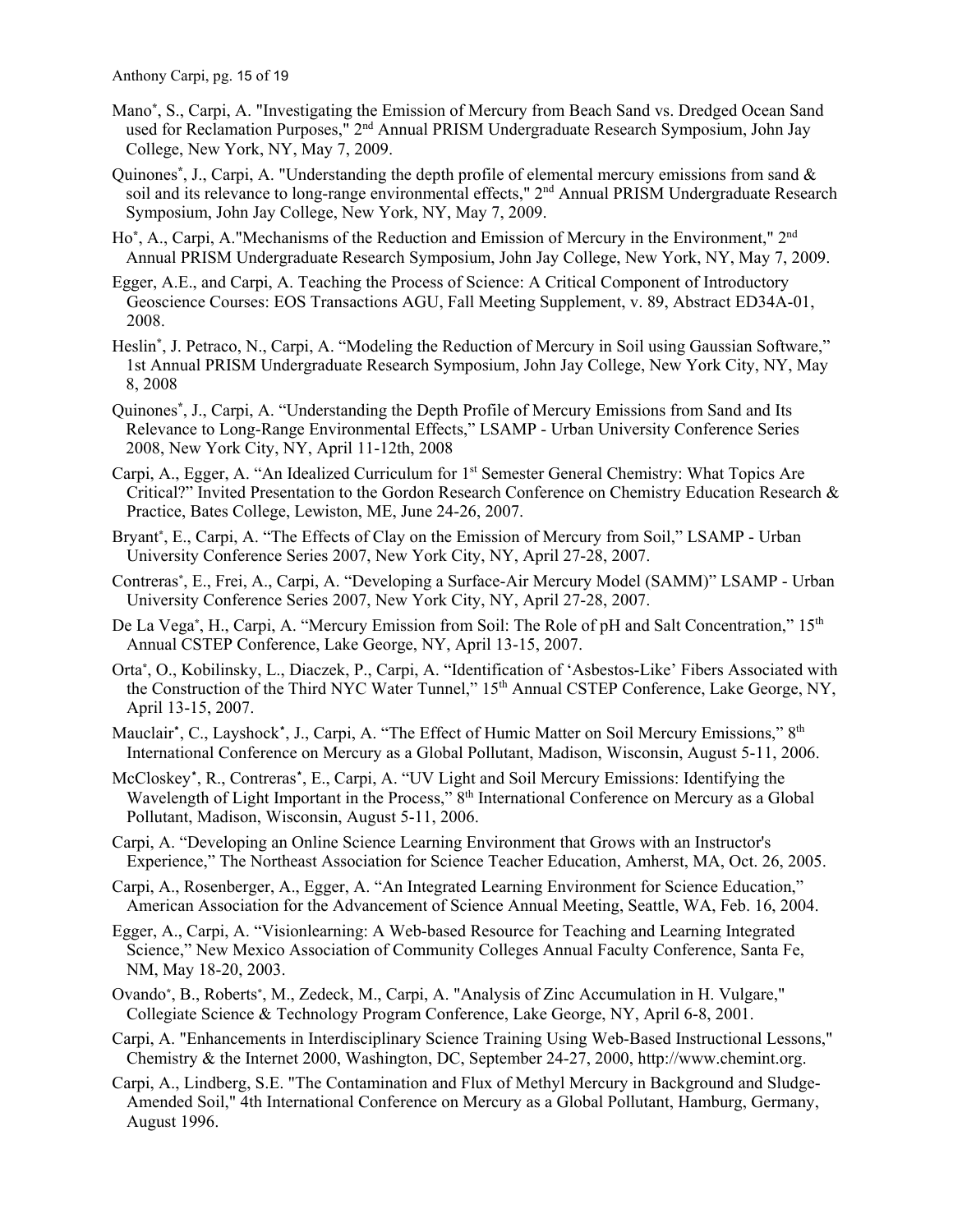Mano*, S., Carpi, A. "Investigating the Emission of Mercury from Beach Sand vs. Dredged Ocean Sand used for Reclamation Purposes," 2nd Annual PRISM Undergraduate Research Symposium, John Jay College, New York, NY, May 7, 2009.

Quinones*, J., Carpi, A. "Understanding the depth profile of elemental mercury emissions from sand & soil and its relevance to long-range environmental effects," 2nd Annual PRISM Undergraduate Research Symposium, John Jay College, New York, NY, May 7, 2009.

Ho*, A., Carpi, A."Mechanisms of the Reduction and Emission of Mercury in the Environment," 2nd Annual PRISM Undergraduate Research Symposium, John Jay College, New York, NY, May 7, 2009.

Egger, A.E., and Carpi, A. Teaching the Process of Science: A Critical Component of Introductory Geoscience Courses: EOS Transactions AGU, Fall Meeting Supplement, v. 89, Abstract ED34A-01, 2008.

Heslin*, J. Petraco, N., Carpi, A. "Modeling the Reduction of Mercury in Soil using Gaussian Software," 1st Annual PRISM Undergraduate Research Symposium, John Jay College, New York City, NY, May 8, 2008

Quinones*, J., Carpi, A. "Understanding the Depth Profile of Mercury Emissions from Sand and Its Relevance to Long-Range Environmental Effects," LSAMP - Urban University Conference Series 2008, New York City, NY, April 11-12th, 2008

Carpi, A., Egger, A. "An Idealized Curriculum for 1st Semester General Chemistry: What Topics Are Critical?" Invited Presentation to the Gordon Research Conference on Chemistry Education Research & Practice, Bates College, Lewiston, ME, June 24-26, 2007.

Bryant*, E., Carpi, A. "The Effects of Clay on the Emission of Mercury from Soil," LSAMP - Urban University Conference Series 2007, New York City, NY, April 27-28, 2007.

Contreras*, E., Frei, A., Carpi, A. "Developing a Surface-Air Mercury Model (SAMM)" LSAMP - Urban University Conference Series 2007, New York City, NY, April 27-28, 2007.

De La Vega*, H., Carpi, A. "Mercury Emission from Soil: The Role of pH and Salt Concentration," 15th Annual CSTEP Conference, Lake George, NY, April 13-15, 2007.

Orta*, O., Kobilinsky, L., Diaczek, P., Carpi, A. "Identification of 'Asbestos-Like' Fibers Associated with the Construction of the Third NYC Water Tunnel," 15th Annual CSTEP Conference, Lake George, NY, April 13-15, 2007.

Mauclair*, C., Layshock*, J., Carpi, A. "The Effect of Humic Matter on Soil Mercury Emissions," 8th International Conference on Mercury as a Global Pollutant, Madison, Wisconsin, August 5-11, 2006.

McCloskey*, R., Contreras*, E., Carpi, A. "UV Light and Soil Mercury Emissions: Identifying the Wavelength of Light Important in the Process," 8th International Conference on Mercury as a Global Pollutant, Madison, Wisconsin, August 5-11, 2006.

Carpi, A. "Developing an Online Science Learning Environment that Grows with an Instructor's Experience," The Northeast Association for Science Teacher Education, Amherst, MA, Oct. 26, 2005.

Carpi, A., Rosenberger, A., Egger, A. "An Integrated Learning Environment for Science Education," American Association for the Advancement of Science Annual Meeting, Seattle, WA, Feb. 16, 2004.

Egger, A., Carpi, A. "Visionlearning: A Web-based Resource for Teaching and Learning Integrated Science," New Mexico Association of Community Colleges Annual Faculty Conference, Santa Fe, NM, May 18-20, 2003.

Ovando*, B., Roberts*, M., Zedeck, M., Carpi, A. "Analysis of Zinc Accumulation in H. Vulgare," Collegiate Science & Technology Program Conference, Lake George, NY, April 6-8, 2001.

Carpi, A. "Enhancements in Interdisciplinary Science Training Using Web-Based Instructional Lessons," Chemistry & the Internet 2000, Washington, DC, September 24-27, 2000, http://www.chemint.org.

Carpi, A., Lindberg, S.E. "The Contamination and Flux of Methyl Mercury in Background and Sludge-Amended Soil," 4th International Conference on Mercury as a Global Pollutant, Hamburg, Germany, August 1996.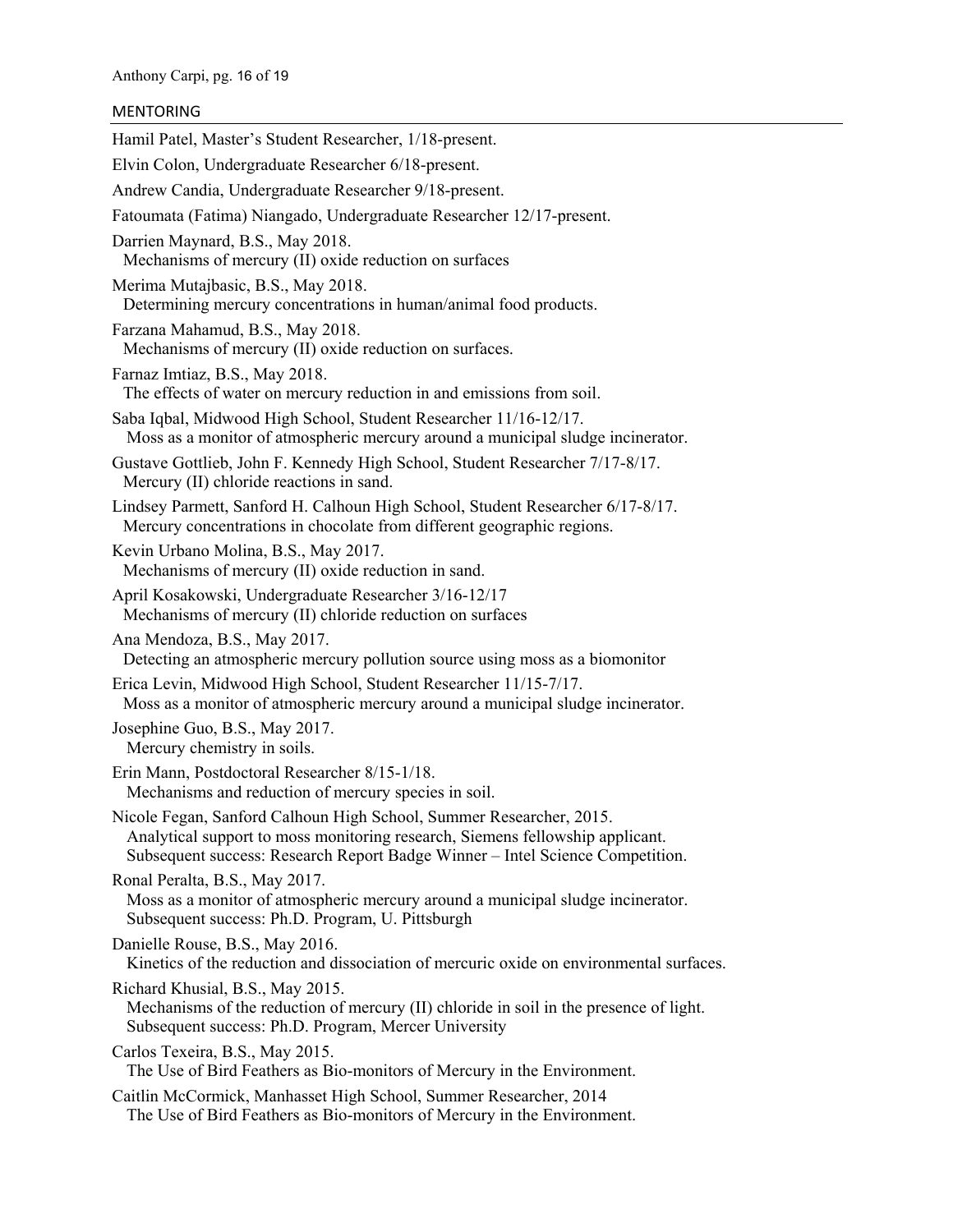## MENTORING

Hamil Patel, Master's Student Researcher, 1/18-present.

Elvin Colon, Undergraduate Researcher 6/18-present.

Andrew Candia, Undergraduate Researcher 9/18-present.

Fatoumata (Fatima) Niangado, Undergraduate Researcher 12/17-present.

Darrien Maynard, B.S., May 2018.
 Mechanisms of mercury (II) oxide reduction on surfaces

Merima Mutajbasic, B.S., May 2018.
 Determining mercury concentrations in human/animal food products.

Farzana Mahamud, B.S., May 2018.
 Mechanisms of mercury (II) oxide reduction on surfaces.

Farnaz Imtiaz, B.S., May 2018.
 The effects of water on mercury reduction in and emissions from soil.

Saba Iqbal, Midwood High School, Student Researcher 11/16-12/17.
 Moss as a monitor of atmospheric mercury around a municipal sludge incinerator.

Gustave Gottlieb, John F. Kennedy High School, Student Researcher 7/17-8/17.
 Mercury (II) chloride reactions in sand.

Lindsey Parmett, Sanford H. Calhoun High School, Student Researcher 6/17-8/17.
 Mercury concentrations in chocolate from different geographic regions.

Kevin Urbano Molina, B.S., May 2017.
 Mechanisms of mercury (II) oxide reduction in sand.

April Kosakowski, Undergraduate Researcher 3/16-12/17
 Mechanisms of mercury (II) chloride reduction on surfaces

Ana Mendoza, B.S., May 2017.
 Detecting an atmospheric mercury pollution source using moss as a biomonitor

Erica Levin, Midwood High School, Student Researcher 11/15-7/17.
 Moss as a monitor of atmospheric mercury around a municipal sludge incinerator.

Josephine Guo, B.S., May 2017.
 Mercury chemistry in soils.

Erin Mann, Postdoctoral Researcher 8/15-1/18.
 Mechanisms and reduction of mercury species in soil.

Nicole Fegan, Sanford Calhoun High School, Summer Researcher, 2015.
 Analytical support to moss monitoring research, Siemens fellowship applicant.
 Subsequent success: Research Report Badge Winner – Intel Science Competition.

Ronal Peralta, B.S., May 2017.
 Moss as a monitor of atmospheric mercury around a municipal sludge incinerator.
 Subsequent success: Ph.D. Program, U. Pittsburgh

Danielle Rouse, B.S., May 2016.
 Kinetics of the reduction and dissociation of mercuric oxide on environmental surfaces.

Richard Khusial, B.S., May 2015.
 Mechanisms of the reduction of mercury (II) chloride in soil in the presence of light.
 Subsequent success: Ph.D. Program, Mercer University

Carlos Texeira, B.S., May 2015.
 The Use of Bird Feathers as Bio-monitors of Mercury in the Environment.

Caitlin McCormick, Manhasset High School, Summer Researcher, 2014
 The Use of Bird Feathers as Bio-monitors of Mercury in the Environment.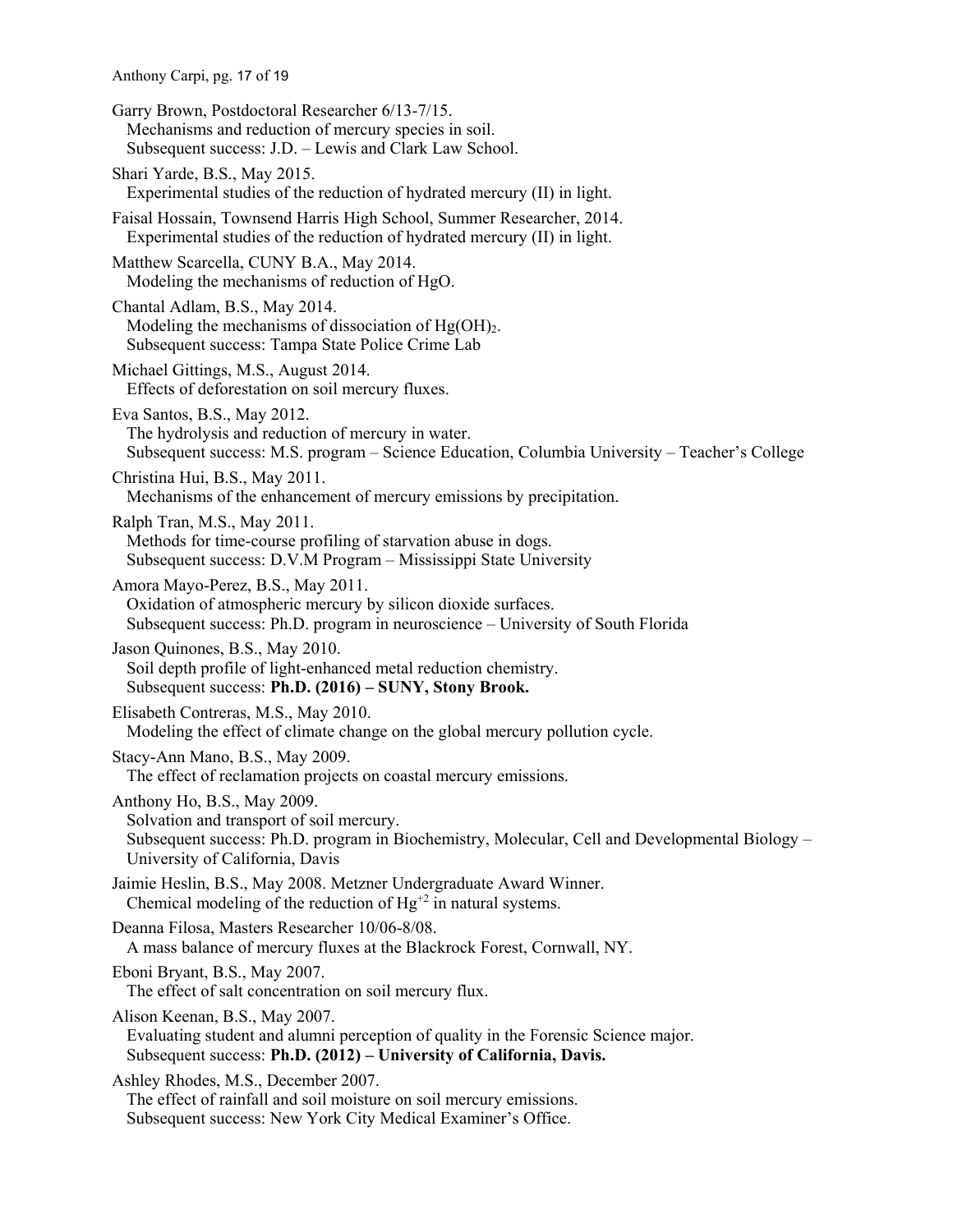Garry Brown, Postdoctoral Researcher 6/13-7/15.
Mechanisms and reduction of mercury species in soil.
Subsequent success: J.D. – Lewis and Clark Law School.

Shari Yarde, B.S., May 2015.
Experimental studies of the reduction of hydrated mercury (II) in light.

Faisal Hossain, Townsend Harris High School, Summer Researcher, 2014.
Experimental studies of the reduction of hydrated mercury (II) in light.

Matthew Scarcella, CUNY B.A., May 2014.
Modeling the mechanisms of reduction of HgO.

Chantal Adlam, B.S., May 2014.
Modeling the mechanisms of dissociation of $Hg(OH)_2$.
Subsequent success: Tampa State Police Crime Lab

Michael Gittings, M.S., August 2014.
Effects of deforestation on soil mercury fluxes.

Eva Santos, B.S., May 2012.
The hydrolysis and reduction of mercury in water.
Subsequent success: M.S. program – Science Education, Columbia University – Teacher's College

Christina Hui, B.S., May 2011.
Mechanisms of the enhancement of mercury emissions by precipitation.

Ralph Tran, M.S., May 2011.
Methods for time-course profiling of starvation abuse in dogs.
Subsequent success: D.V.M Program – Mississippi State University

Amora Mayo-Perez, B.S., May 2011.
Oxidation of atmospheric mercury by silicon dioxide surfaces.
Subsequent success: Ph.D. program in neuroscience – University of South Florida

Jason Quinones, B.S., May 2010.
Soil depth profile of light-enhanced metal reduction chemistry.
Subsequent success: **Ph.D. (2016) – SUNY, Stony Brook.**

Elisabeth Contreras, M.S., May 2010.
Modeling the effect of climate change on the global mercury pollution cycle.

Stacy-Ann Mano, B.S., May 2009.
The effect of reclamation projects on coastal mercury emissions.

Anthony Ho, B.S., May 2009.
Solvation and transport of soil mercury.
Subsequent success: Ph.D. program in Biochemistry, Molecular, Cell and Developmental Biology – University of California, Davis

Jaimie Heslin, B.S., May 2008. Metzner Undergraduate Award Winner.
Chemical modeling of the reduction of $Hg^{+2}$ in natural systems.

Deanna Filosa, Masters Researcher 10/06-8/08.
A mass balance of mercury fluxes at the Blackrock Forest, Cornwall, NY.

Eboni Bryant, B.S., May 2007.
The effect of salt concentration on soil mercury flux.

Alison Keenan, B.S., May 2007.
Evaluating student and alumni perception of quality in the Forensic Science major.
Subsequent success: **Ph.D. (2012) – University of California, Davis.**

Ashley Rhodes, M.S., December 2007.
The effect of rainfall and soil moisture on soil mercury emissions.
Subsequent success: New York City Medical Examiner's Office.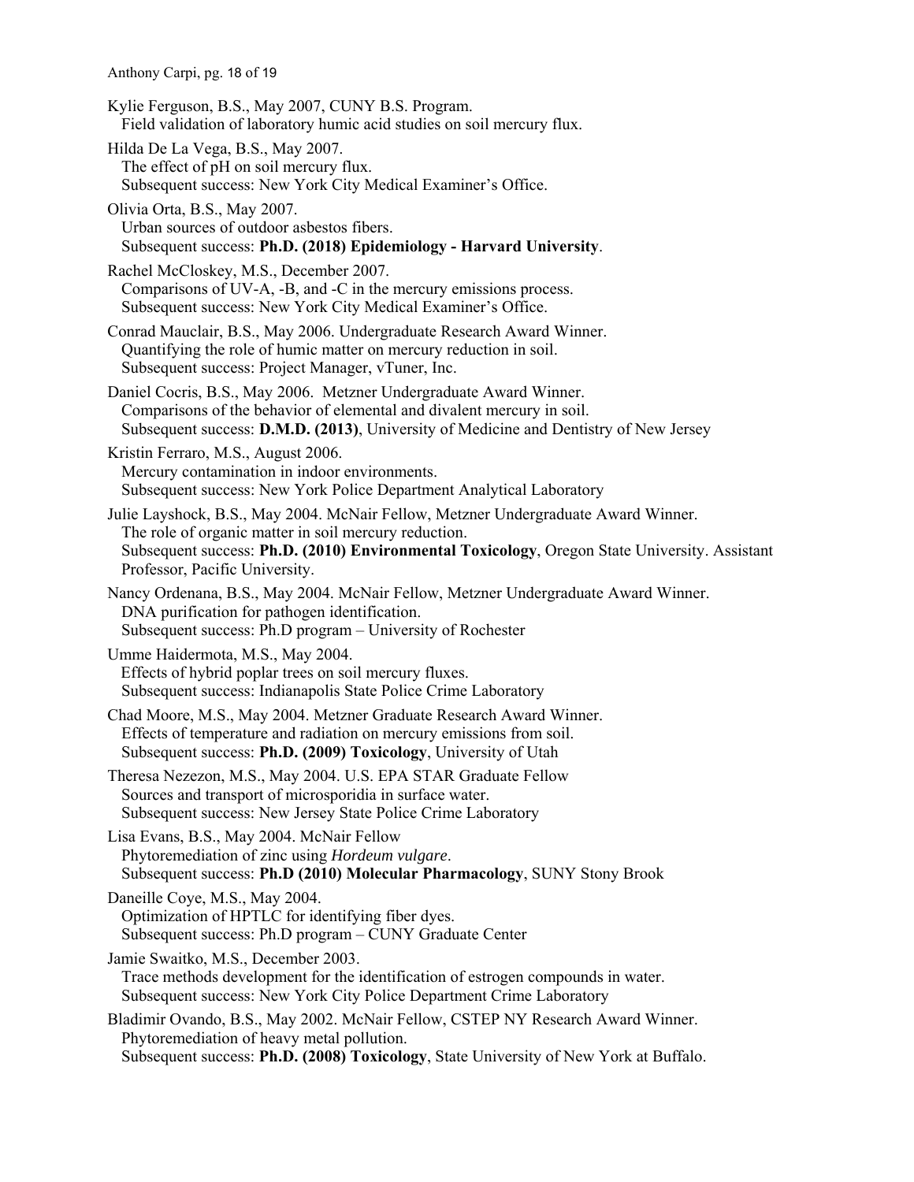Kylie Ferguson, B.S., May 2007, CUNY B.S. Program.
  Field validation of laboratory humic acid studies on soil mercury flux.

Hilda De La Vega, B.S., May 2007.
  The effect of pH on soil mercury flux.
  Subsequent success: New York City Medical Examiner's Office.

Olivia Orta, B.S., May 2007.
  Urban sources of outdoor asbestos fibers.
  Subsequent success: **Ph.D. (2018) Epidemiology - Harvard University**.

Rachel McCloskey, M.S., December 2007.
  Comparisons of UV-A, -B, and -C in the mercury emissions process.
  Subsequent success: New York City Medical Examiner's Office.

Conrad Mauclair, B.S., May 2006. Undergraduate Research Award Winner.
  Quantifying the role of humic matter on mercury reduction in soil.
  Subsequent success: Project Manager, vTuner, Inc.

Daniel Cocris, B.S., May 2006. Metzner Undergraduate Award Winner.
  Comparisons of the behavior of elemental and divalent mercury in soil.
  Subsequent success: **D.M.D. (2013)**, University of Medicine and Dentistry of New Jersey

Kristin Ferraro, M.S., August 2006.
  Mercury contamination in indoor environments.
  Subsequent success: New York Police Department Analytical Laboratory

Julie Layshock, B.S., May 2004. McNair Fellow, Metzner Undergraduate Award Winner.
  The role of organic matter in soil mercury reduction.
  Subsequent success: **Ph.D. (2010) Environmental Toxicology**, Oregon State University. Assistant Professor, Pacific University.

Nancy Ordenana, B.S., May 2004. McNair Fellow, Metzner Undergraduate Award Winner.
  DNA purification for pathogen identification.
  Subsequent success: Ph.D program – University of Rochester

Umme Haidermota, M.S., May 2004.
  Effects of hybrid poplar trees on soil mercury fluxes.
  Subsequent success: Indianapolis State Police Crime Laboratory

Chad Moore, M.S., May 2004. Metzner Graduate Research Award Winner.
  Effects of temperature and radiation on mercury emissions from soil.
  Subsequent success: **Ph.D. (2009) Toxicology**, University of Utah

Theresa Nezezon, M.S., May 2004. U.S. EPA STAR Graduate Fellow
  Sources and transport of microsporidia in surface water.
  Subsequent success: New Jersey State Police Crime Laboratory

Lisa Evans, B.S., May 2004. McNair Fellow
  Phytoremediation of zinc using *Hordeum vulgare*.
  Subsequent success: **Ph.D (2010) Molecular Pharmacology**, SUNY Stony Brook

Daneille Coye, M.S., May 2004.
  Optimization of HPTLC for identifying fiber dyes.
  Subsequent success: Ph.D program – CUNY Graduate Center

Jamie Swaitko, M.S., December 2003.
  Trace methods development for the identification of estrogen compounds in water.
  Subsequent success: New York City Police Department Crime Laboratory

Bladimir Ovando, B.S., May 2002. McNair Fellow, CSTEP NY Research Award Winner.
  Phytoremediation of heavy metal pollution.
  Subsequent success: **Ph.D. (2008) Toxicology**, State University of New York at Buffalo.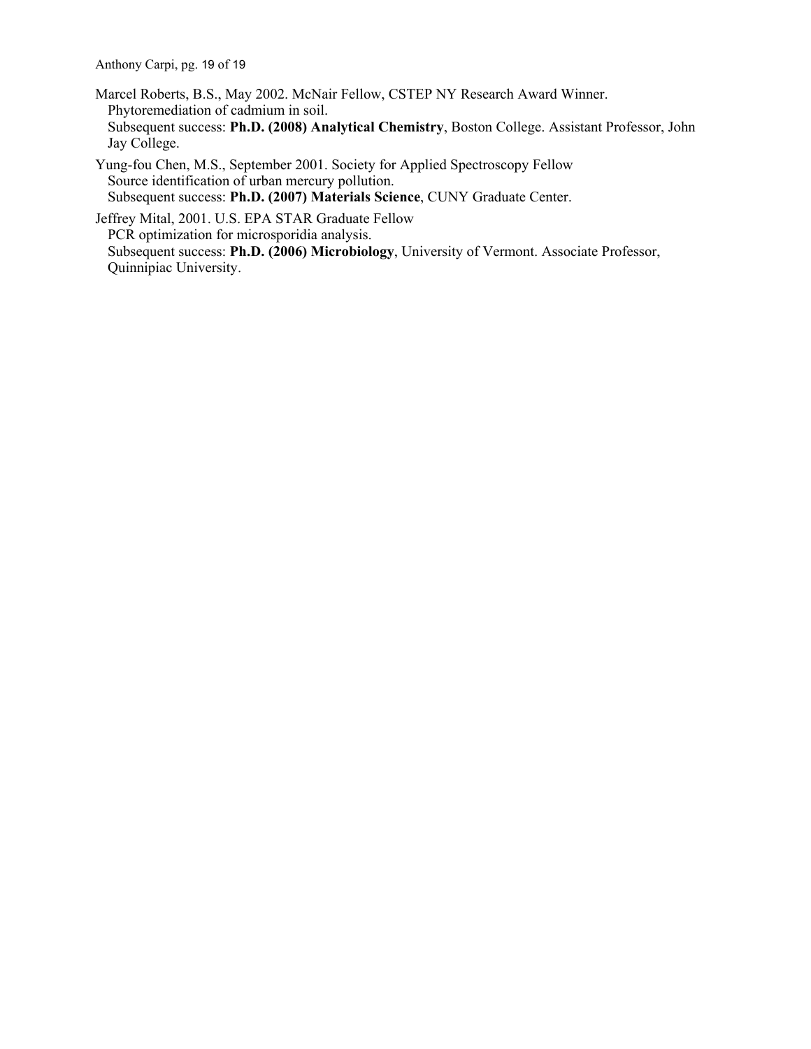Marcel Roberts, B.S., May 2002. McNair Fellow, CSTEP NY Research Award Winner.
Phytoremediation of cadmium in soil.
Subsequent success: **Ph.D. (2008) Analytical Chemistry**, Boston College. Assistant Professor, John Jay College.

Yung-fou Chen, M.S., September 2001. Society for Applied Spectroscopy Fellow
Source identification of urban mercury pollution.
Subsequent success: **Ph.D. (2007) Materials Science**, CUNY Graduate Center.

Jeffrey Mital, 2001. U.S. EPA STAR Graduate Fellow
PCR optimization for microsporidia analysis.
Subsequent success: **Ph.D. (2006) Microbiology**, University of Vermont. Associate Professor, Quinnipiac University.